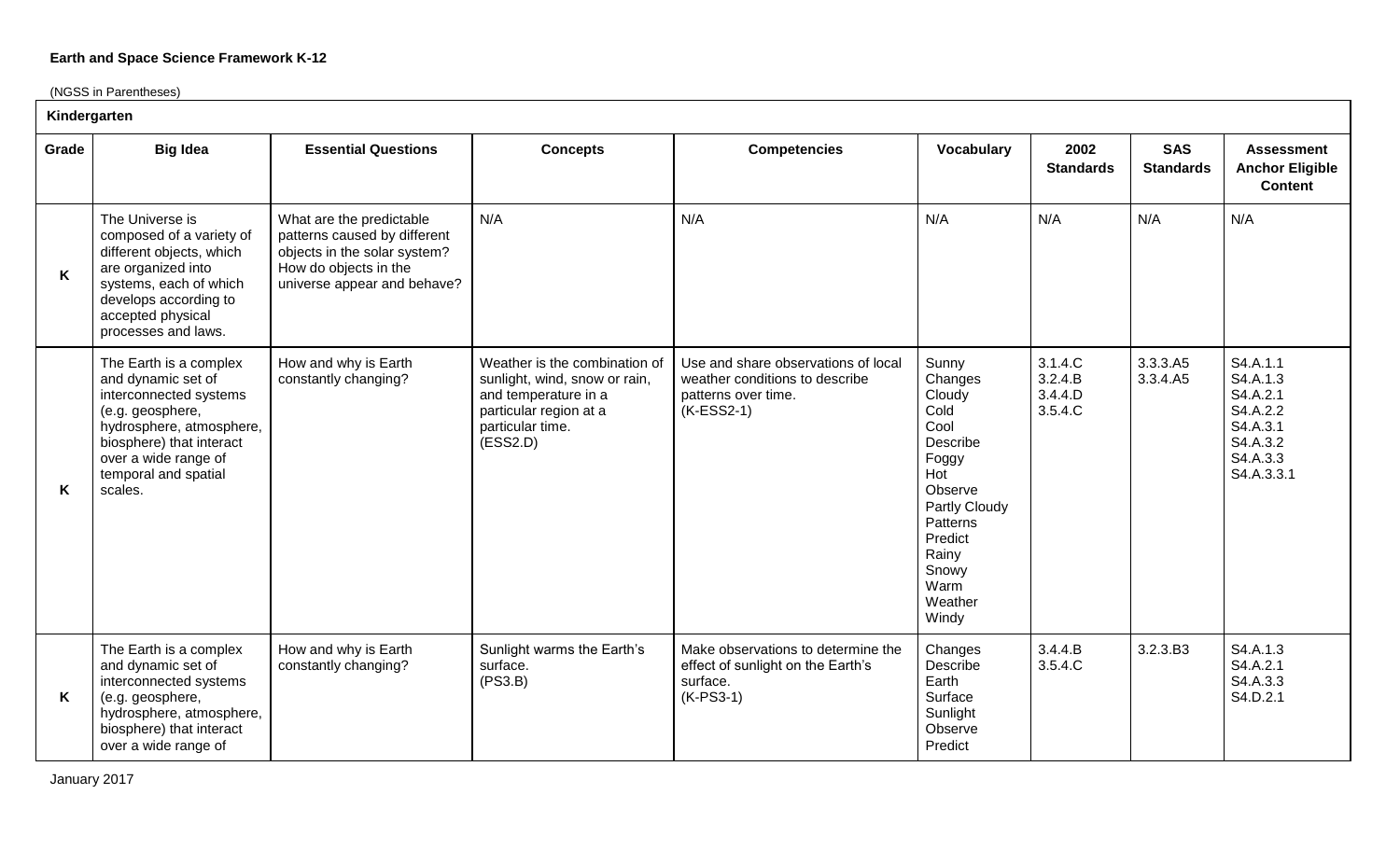**Earth and Space Science Framework K-12**

(NGSS in Parentheses)

| Kindergarten | | | | | | | | |
|---|---|---|---|---|---|---|---|---|
| **Grade** | **Big Idea** | **Essential Questions** | **Concepts** | **Competencies** | **Vocabulary** | **2002 Standards** | **SAS Standards** | **Assessment Anchor Eligible Content** |
| K | The Universe is composed of a variety of different objects, which are organized into systems, each of which develops according to accepted physical processes and laws. | What are the predictable patterns caused by different objects in the solar system? How do objects in the universe appear and behave? | N/A | N/A | N/A | N/A | N/A | N/A |
| K | The Earth is a complex and dynamic set of interconnected systems (e.g. geosphere, hydrosphere, atmosphere, biosphere) that interact over a wide range of temporal and spatial scales. | How and why is Earth constantly changing? | Weather is the combination of sunlight, wind, snow or rain, and temperature in a particular region at a particular time. (ESS2.D) | Use and share observations of local weather conditions to describe patterns over time. (K-ESS2-1) | Sunny<br>Changes<br>Cloudy<br>Cold<br>Cool<br>Describe<br>Foggy<br>Hot<br>Observe<br>Partly Cloudy<br>Patterns<br>Predict<br>Rainy<br>Snowy<br>Warm<br>Weather<br>Windy | 3.1.4.C<br>3.2.4.B<br>3.4.4.D<br>3.5.4.C | 3.3.3.A5<br>3.3.4.A5 | S4.A.1.1<br>S4.A.1.3<br>S4.A.2.1<br>S4.A.2.2<br>S4.A.3.1<br>S4.A.3.2<br>S4.A.3.3<br>S4.A.3.3.1 |
| K | The Earth is a complex and dynamic set of interconnected systems (e.g. geosphere, hydrosphere, atmosphere, biosphere) that interact over a wide range of | How and why is Earth constantly changing? | Sunlight warms the Earth's surface. (PS3.B) | Make observations to determine the effect of sunlight on the Earth's surface. (K-PS3-1) | Changes<br>Describe<br>Earth<br>Surface<br>Sunlight<br>Observe<br>Predict | 3.4.4.B<br>3.5.4.C | 3.2.3.B3 | S4.A.1.3<br>S4.A.2.1<br>S4.A.3.3<br>S4.D.2.1 |

January 2017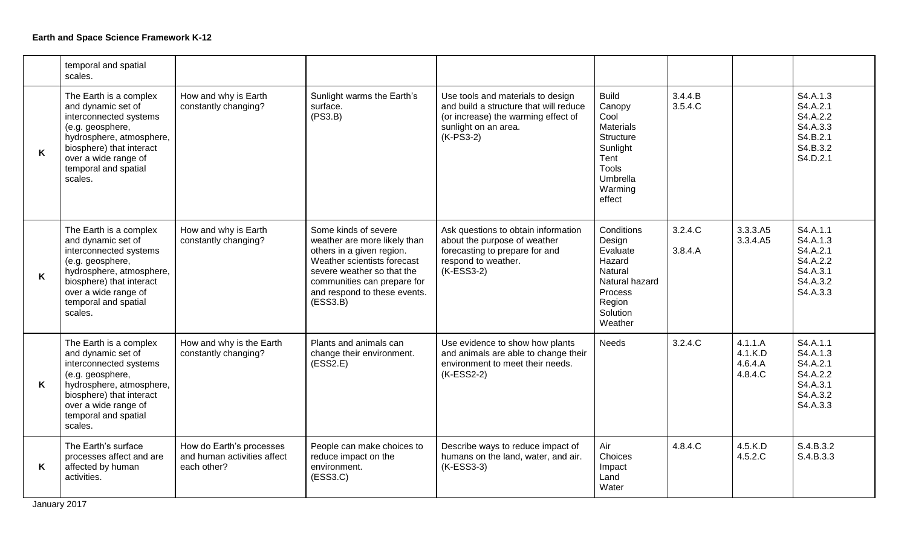**Earth and Space Science Framework K-12**

| | | | | | | | | |
|---|---|---|---|---|---|---|---|---|
| | temporal and spatial scales. | | | | | | | |
| K | The Earth is a complex and dynamic set of interconnected systems (e.g. geosphere, hydrosphere, atmosphere, biosphere) that interact over a wide range of temporal and spatial scales. | How and why is Earth constantly changing? | Sunlight warms the Earth's surface. (PS3.B) | Use tools and materials to design and build a structure that will reduce (or increase) the warming effect of sunlight on an area. (K-PS3-2) | Build Canopy Cool Materials Structure Sunlight Tent Tools Umbrella Warming effect | 3.4.4.B 3.5.4.C | | S4.A.1.3 S4.A.2.1 S4.A.2.2 S4.A.3.3 S4.B.2.1 S4.B.3.2 S4.D.2.1 |
| K | The Earth is a complex and dynamic set of interconnected systems (e.g. geosphere, hydrosphere, atmosphere, biosphere) that interact over a wide range of temporal and spatial scales. | How and why is Earth constantly changing? | Some kinds of severe weather are more likely than others in a given region. Weather scientists forecast severe weather so that the communities can prepare for and respond to these events. (ESS3.B) | Ask questions to obtain information about the purpose of weather forecasting to prepare for and respond to weather. (K-ESS3-2) | Conditions Design Evaluate Hazard Natural Natural hazard Process Region Solution Weather | 3.2.4.C 3.8.4.A | 3.3.3.A5 3.3.4.A5 | S4.A.1.1 S4.A.1.3 S4.A.2.1 S4.A.2.2 S4.A.3.1 S4.A.3.2 S4.A.3.3 |
| K | The Earth is a complex and dynamic set of interconnected systems (e.g. geosphere, hydrosphere, atmosphere, biosphere) that interact over a wide range of temporal and spatial scales. | How and why is the Earth constantly changing? | Plants and animals can change their environment. (ESS2.E) | Use evidence to show how plants and animals are able to change their environment to meet their needs. (K-ESS2-2) | Needs | 3.2.4.C | 4.1.1.A 4.1.K.D 4.6.4.A 4.8.4.C | S4.A.1.1 S4.A.1.3 S4.A.2.1 S4.A.2.2 S4.A.3.1 S4.A.3.2 S4.A.3.3 |
| K | The Earth's surface processes affect and are affected by human activities. | How do Earth's processes and human activities affect each other? | People can make choices to reduce impact on the environment. (ESS3.C) | Describe ways to reduce impact of humans on the land, water, and air. (K-ESS3-3) | Air Choices Impact Land Water | 4.8.4.C | 4.5.K.D 4.5.2.C | S.4.B.3.2 S.4.B.3.3 |

January 2017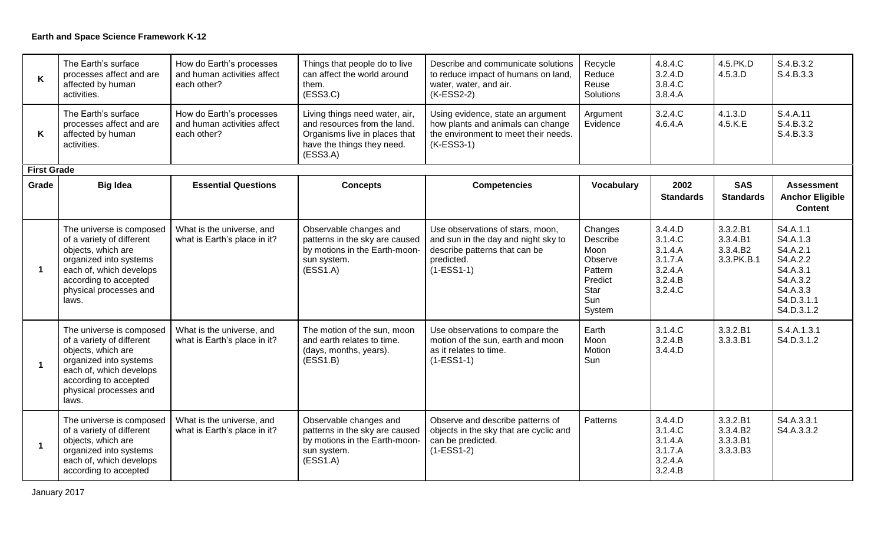**Earth and Space Science Framework K-12**

| Grade | Big Idea | Essential Questions | Concepts | Competencies | Vocabulary | 2002 Standards | SAS Standards | Assessment Anchor Eligible Content |
|---|---|---|---|---|---|---|---|---|
| K | The Earth's surface processes affect and are affected by human activities. | How do Earth's processes and human activities affect each other? | Things that people do to live can affect the world around them. (ESS3.C) | Describe and communicate solutions to reduce impact of humans on land, water, water, and air. (K-ESS2-2) | Recycle Reduce Reuse Solutions | 4.8.4.C 3.2.4.D 3.8.4.C 3.8.4.A | 4.5.PK.D 4.5.3.D | S.4.B.3.2 S.4.B.3.3 |
| K | The Earth's surface processes affect and are affected by human activities. | How do Earth's processes and human activities affect each other? | Living things need water, air, and resources from the land. Organisms live in places that have the things they need. (ESS3.A) | Using evidence, state an argument how plants and animals can change the environment to meet their needs. (K-ESS3-1) | Argument Evidence | 3.2.4.C 4.6.4.A | 4.1.3.D 4.5.K.E | S.4.A.11 S.4.B.3.2 S.4.B.3.3 |
| **First Grade** | | | | | | | | |
| **Grade** | **Big Idea** | **Essential Questions** | **Concepts** | **Competencies** | **Vocabulary** | **2002 Standards** | **SAS Standards** | **Assessment Anchor Eligible Content** |
| 1 | The universe is composed of a variety of different objects, which are organized into systems each of, which develops according to accepted physical processes and laws. | What is the universe, and what is Earth's place in it? | Observable changes and patterns in the sky are caused by motions in the Earth-moon-sun system. (ESS1.A) | Use observations of stars, moon, and sun in the day and night sky to describe patterns that can be predicted. (1-ESS1-1) | Changes Describe Moon Observe Pattern Predict Star Sun System | 3.4.4.D 3.1.4.C 3.1.4.A 3.1.7.A 3.2.4.A 3.2.4.B 3.2.4.C | 3.3.2.B1 3.3.4.B1 3.3.4.B2 3.3.PK.B.1 | S4.A.1.1 S4.A.1.3 S4.A.2.1 S4.A.2.2 S4.A.3.1 S4.A.3.2 S4.A.3.3 S4.D.3.1.1 S4.D.3.1.2 |
| 1 | The universe is composed of a variety of different objects, which are organized into systems each of, which develops according to accepted physical processes and laws. | What is the universe, and what is Earth's place in it? | The motion of the sun, moon and earth relates to time. (days, months, years). (ESS1.B) | Use observations to compare the motion of the sun, earth and moon as it relates to time. (1-ESS1-1) | Earth Moon Motion Sun | 3.1.4.C 3.2.4.B 3.4.4.D | 3.3.2.B1 3.3.3.B1 | S.4.A.1.3.1 S4.D.3.1.2 |
| 1 | The universe is composed of a variety of different objects, which are organized into systems each of, which develops according to accepted | What is the universe, and what is Earth's place in it? | Observable changes and patterns in the sky are caused by motions in the Earth-moon-sun system. (ESS1.A) | Observe and describe patterns of objects in the sky that are cyclic and can be predicted. (1-ESS1-2) | Patterns | 3.4.4.D 3.1.4.C 3.1.4.A 3.1.7.A 3.2.4.A 3.2.4.B | 3.3.2.B1 3.3.4.B2 3.3.3.B1 3.3.3.B3 | S4.A.3.3.1 S4.A.3.3.2 |

January 2017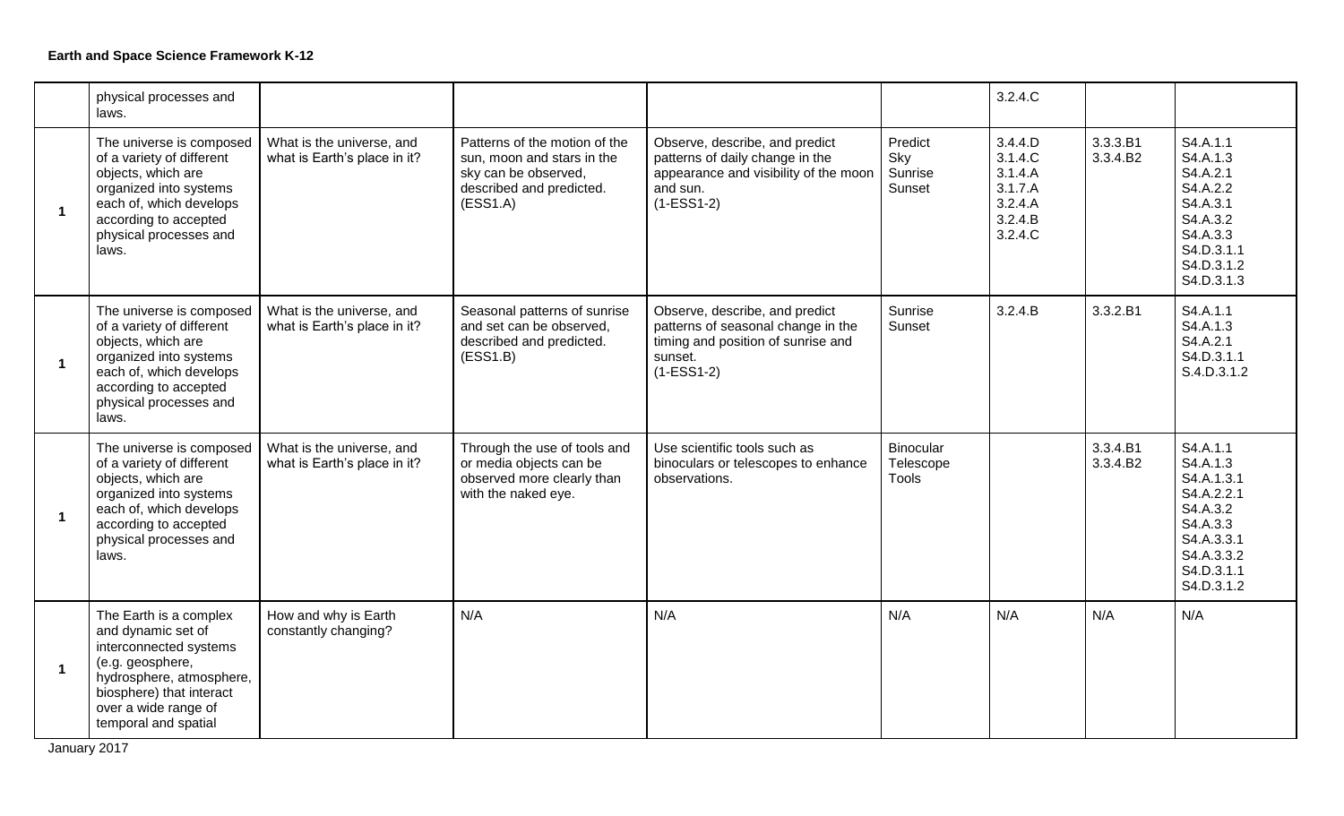**Earth and Space Science Framework K-12**

| | | | | | | | | |
|---|---|---|---|---|---|---|---|---|
| | physical processes and laws. | | | | | 3.2.4.C | | |
| **1** | The universe is composed of a variety of different objects, which are organized into systems each of, which develops according to accepted physical processes and laws. | What is the universe, and what is Earth's place in it? | Patterns of the motion of the sun, moon and stars in the sky can be observed, described and predicted. (ESS1.A) | Observe, describe, and predict patterns of daily change in the appearance and visibility of the moon and sun. (1-ESS1-2) | Predict Sky Sunrise Sunset | 3.4.4.D 3.1.4.C 3.1.4.A 3.1.7.A 3.2.4.A 3.2.4.B 3.2.4.C | 3.3.3.B1 3.3.4.B2 | S4.A.1.1 S4.A.1.3 S4.A.2.1 S4.A.2.2 S4.A.3.1 S4.A.3.2 S4.A.3.3 S4.D.3.1.1 S4.D.3.1.2 S4.D.3.1.3 |
| **1** | The universe is composed of a variety of different objects, which are organized into systems each of, which develops according to accepted physical processes and laws. | What is the universe, and what is Earth's place in it? | Seasonal patterns of sunrise and set can be observed, described and predicted. (ESS1.B) | Observe, describe, and predict patterns of seasonal change in the timing and position of sunrise and sunset. (1-ESS1-2) | Sunrise Sunset | 3.2.4.B | 3.3.2.B1 | S4.A.1.1 S4.A.1.3 S4.A.2.1 S4.D.3.1.1 S.4.D.3.1.2 |
| **1** | The universe is composed of a variety of different objects, which are organized into systems each of, which develops according to accepted physical processes and laws. | What is the universe, and what is Earth's place in it? | Through the use of tools and or media objects can be observed more clearly than with the naked eye. | Use scientific tools such as binoculars or telescopes to enhance observations. | Binocular Telescope Tools | | 3.3.4.B1 3.3.4.B2 | S4.A.1.1 S4.A.1.3 S4.A.1.3.1 S4.A.2.2.1 S4.A.3.2 S4.A.3.3 S4.A.3.3.1 S4.A.3.3.2 S4.D.3.1.1 S4.D.3.1.2 |
| **1** | The Earth is a complex and dynamic set of interconnected systems (e.g. geosphere, hydrosphere, atmosphere, biosphere) that interact over a wide range of temporal and spatial | How and why is Earth constantly changing? | N/A | N/A | N/A | N/A | N/A | N/A |

January 2017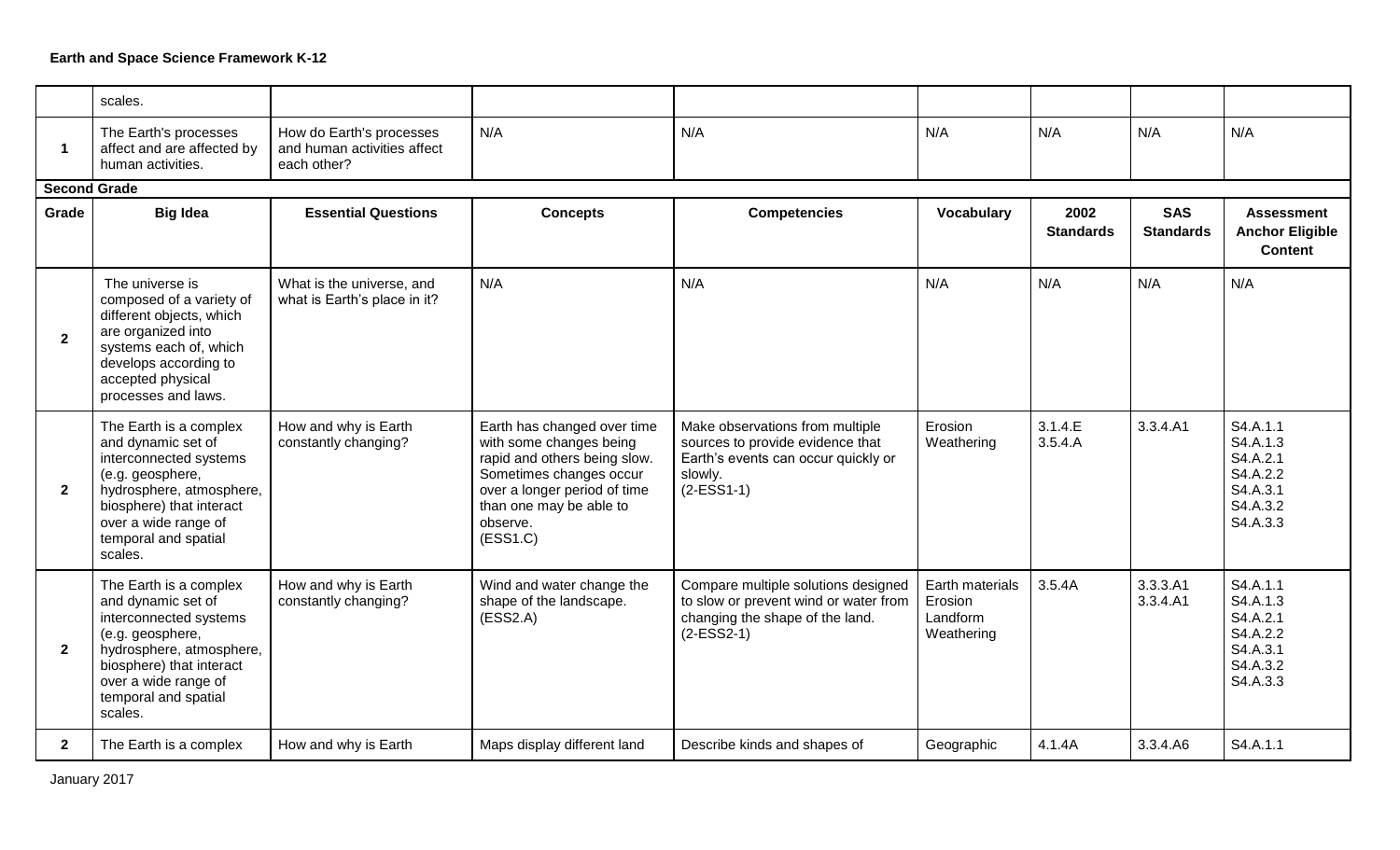**Earth and Space Science Framework K-12**

| | scales. | | | | | | | |
|---|---|---|---|---|---|---|---|---|
| **1** | The Earth's processes affect and are affected by human activities. | How do Earth's processes and human activities affect each other? | N/A | N/A | N/A | N/A | N/A | N/A |
| **Second Grade** | | | | | | | | |
| **Grade** | **Big Idea** | **Essential Questions** | **Concepts** | **Competencies** | **Vocabulary** | **2002 Standards** | **SAS Standards** | **Assessment Anchor Eligible Content** |
| **2** | The universe is composed of a variety of different objects, which are organized into systems each of, which develops according to accepted physical processes and laws. | What is the universe, and what is Earth's place in it? | N/A | N/A | N/A | N/A | N/A | N/A |
| **2** | The Earth is a complex and dynamic set of interconnected systems (e.g. geosphere, hydrosphere, atmosphere, biosphere) that interact over a wide range of temporal and spatial scales. | How and why is Earth constantly changing? | Earth has changed over time with some changes being rapid and others being slow. Sometimes changes occur over a longer period of time than one may be able to observe. (ESS1.C) | Make observations from multiple sources to provide evidence that Earth's events can occur quickly or slowly. (2-ESS1-1) | Erosion Weathering | 3.1.4.E 3.5.4.A | 3.3.4.A1 | S4.A.1.1 S4.A.1.3 S4.A.2.1 S4.A.2.2 S4.A.3.1 S4.A.3.2 S4.A.3.3 |
| **2** | The Earth is a complex and dynamic set of interconnected systems (e.g. geosphere, hydrosphere, atmosphere, biosphere) that interact over a wide range of temporal and spatial scales. | How and why is Earth constantly changing? | Wind and water change the shape of the landscape. (ESS2.A) | Compare multiple solutions designed to slow or prevent wind or water from changing the shape of the land. (2-ESS2-1) | Earth materials Erosion Landform Weathering | 3.5.4A | 3.3.3.A1 3.3.4.A1 | S4.A.1.1 S4.A.1.3 S4.A.2.1 S4.A.2.2 S4.A.3.1 S4.A.3.2 S4.A.3.3 |
| **2** | The Earth is a complex | How and why is Earth | Maps display different land | Describe kinds and shapes of | Geographic | 4.1.4A | 3.3.4.A6 | S4.A.1.1 |

January 2017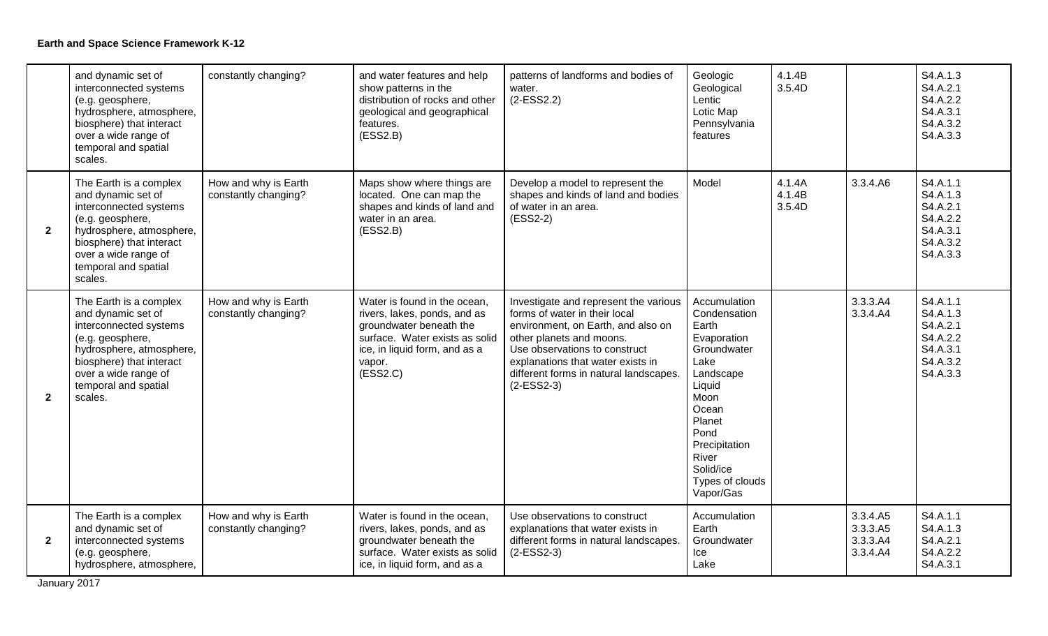**Earth and Space Science Framework K-12**

| | | | | | | | | |
|---|---|---|---|---|---|---|---|---|
| | and dynamic set of interconnected systems (e.g. geosphere, hydrosphere, atmosphere, biosphere) that interact over a wide range of temporal and spatial scales. | constantly changing? | and water features and help show patterns in the distribution of rocks and other geological and geographical features. (ESS2.B) | patterns of landforms and bodies of water. (2-ESS2.2) | Geologic<br>Geological<br>Lentic<br>Lotic Map<br>Pennsylvania features | 4.1.4B<br>3.5.4D | | S4.A.1.3<br>S4.A.2.1<br>S4.A.2.2<br>S4.A.3.1<br>S4.A.3.2<br>S4.A.3.3 |
| **2** | The Earth is a complex and dynamic set of interconnected systems (e.g. geosphere, hydrosphere, atmosphere, biosphere) that interact over a wide range of temporal and spatial scales. | How and why is Earth constantly changing? | Maps show where things are located. One can map the shapes and kinds of land and water in an area. (ESS2.B) | Develop a model to represent the shapes and kinds of land and bodies of water in an area. (ESS2-2) | Model | 4.1.4A<br>4.1.4B<br>3.5.4D | 3.3.4.A6 | S4.A.1.1<br>S4.A.1.3<br>S4.A.2.1<br>S4.A.2.2<br>S4.A.3.1<br>S4.A.3.2<br>S4.A.3.3 |
| **2** | The Earth is a complex and dynamic set of interconnected systems (e.g. geosphere, hydrosphere, atmosphere, biosphere) that interact over a wide range of temporal and spatial scales. | How and why is Earth constantly changing? | Water is found in the ocean, rivers, lakes, ponds, and as groundwater beneath the surface. Water exists as solid ice, in liquid form, and as a vapor. (ESS2.C) | Investigate and represent the various forms of water in their local environment, on Earth, and also on other planets and moons. Use observations to construct explanations that water exists in different forms in natural landscapes. (2-ESS2-3) | Accumulation<br>Condensation<br>Earth<br>Evaporation<br>Groundwater<br>Lake<br>Landscape<br>Liquid<br>Moon<br>Ocean<br>Planet<br>Pond<br>Precipitation<br>River<br>Solid/ice<br>Types of clouds<br>Vapor/Gas | | 3.3.3.A4<br>3.3.4.A4 | S4.A.1.1<br>S4.A.1.3<br>S4.A.2.1<br>S4.A.2.2<br>S4.A.3.1<br>S4.A.3.2<br>S4.A.3.3 |
| **2** | The Earth is a complex and dynamic set of interconnected systems (e.g. geosphere, hydrosphere, atmosphere, | How and why is Earth constantly changing? | Water is found in the ocean, rivers, lakes, ponds, and as groundwater beneath the surface. Water exists as solid ice, in liquid form, and as a | Use observations to construct explanations that water exists in different forms in natural landscapes. (2-ESS2-3) | Accumulation<br>Earth<br>Groundwater<br>Ice<br>Lake | | 3.3.4.A5<br>3.3.3.A5<br>3.3.3.A4<br>3.3.4.A4 | S4.A.1.1<br>S4.A.1.3<br>S4.A.2.1<br>S4.A.2.2<br>S4.A.3.1 |

January 2017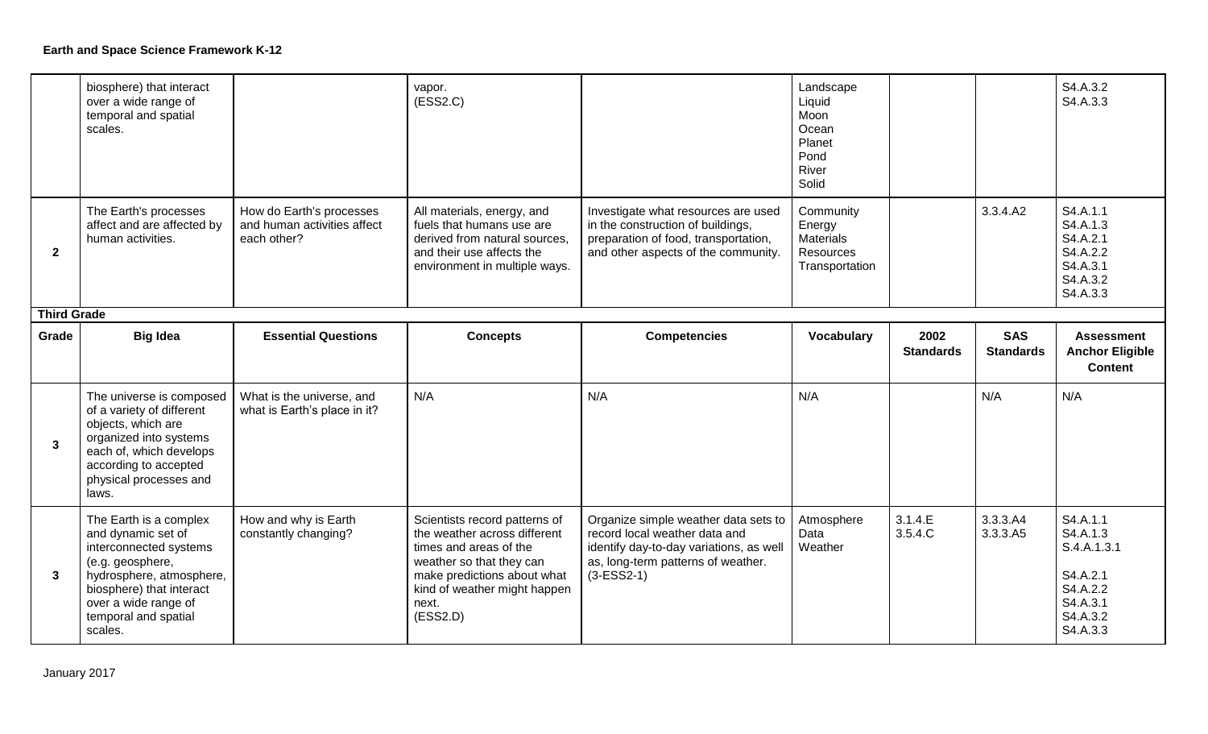**Earth and Space Science Framework K-12**

| Grade | Big Idea | Essential Questions | Concepts | Competencies | Vocabulary | 2002 Standards | SAS Standards | Assessment Anchor Eligible Content |
|---|---|---|---|---|---|---|---|---|
| | biosphere) that interact over a wide range of temporal and spatial scales. | | vapor. (ESS2.C) | | Landscape Liquid Moon Ocean Planet Pond River Solid | | | S4.A.3.2 S4.A.3.3 |
| 2 | The Earth's processes affect and are affected by human activities. | How do Earth's processes and human activities affect each other? | All materials, energy, and fuels that humans use are derived from natural sources, and their use affects the environment in multiple ways. | Investigate what resources are used in the construction of buildings, preparation of food, transportation, and other aspects of the community. | Community Energy Materials Resources Transportation | | 3.3.4.A2 | S4.A.1.1 S4.A.1.3 S4.A.2.1 S4.A.2.2 S4.A.3.1 S4.A.3.2 S4.A.3.3 |
| **Third Grade** | | | | | | | | |
| **Grade** | **Big Idea** | **Essential Questions** | **Concepts** | **Competencies** | **Vocabulary** | **2002 Standards** | **SAS Standards** | **Assessment Anchor Eligible Content** |
| 3 | The universe is composed of a variety of different objects, which are organized into systems each of, which develops according to accepted physical processes and laws. | What is the universe, and what is Earth's place in it? | N/A | N/A | N/A | | N/A | N/A |
| 3 | The Earth is a complex and dynamic set of interconnected systems (e.g. geosphere, hydrosphere, atmosphere, biosphere) that interact over a wide range of temporal and spatial scales. | How and why is Earth constantly changing? | Scientists record patterns of the weather across different times and areas of the weather so that they can make predictions about what kind of weather might happen next. (ESS2.D) | Organize simple weather data sets to record local weather data and identify day-to-day variations, as well as, long-term patterns of weather. (3-ESS2-1) | Atmosphere Data Weather | 3.1.4.E 3.5.4.C | 3.3.3.A4 3.3.3.A5 | S4.A.1.1 S4.A.1.3 S.4.A.1.3.1 S4.A.2.1 S4.A.2.2 S4.A.3.1 S4.A.3.2 S4.A.3.3 |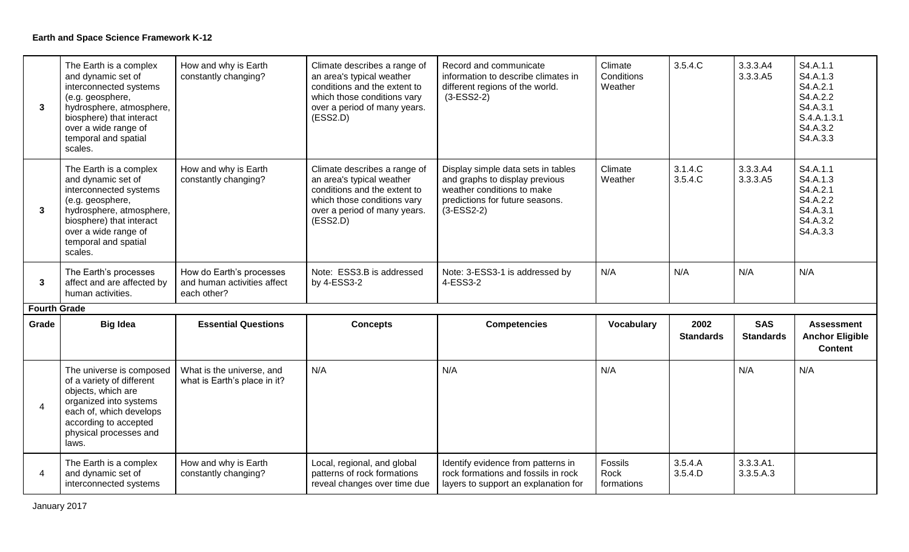**Earth and Space Science Framework K-12**

| | | | | | | | | |
|---|---|---|---|---|---|---|---|---|
| **3** | The Earth is a complex and dynamic set of interconnected systems (e.g. geosphere, hydrosphere, atmosphere, biosphere) that interact over a wide range of temporal and spatial scales. | How and why is Earth constantly changing? | Climate describes a range of an area's typical weather conditions and the extent to which those conditions vary over a period of many years. (ESS2.D) | Record and communicate information to describe climates in different regions of the world. (3-ESS2-2) | Climate Conditions Weather | 3.5.4.C | 3.3.3.A4 3.3.3.A5 | S4.A.1.1 S4.A.1.3 S4.A.2.1 S4.A.2.2 S4.A.3.1 S.4.A.1.3.1 S4.A.3.2 S4.A.3.3 |
| **3** | The Earth is a complex and dynamic set of interconnected systems (e.g. geosphere, hydrosphere, atmosphere, biosphere) that interact over a wide range of temporal and spatial scales. | How and why is Earth constantly changing? | Climate describes a range of an area's typical weather conditions and the extent to which those conditions vary over a period of many years. (ESS2.D) | Display simple data sets in tables and graphs to display previous weather conditions to make predictions for future seasons. (3-ESS2-2) | Climate Weather | 3.1.4.C 3.5.4.C | 3.3.3.A4 3.3.3.A5 | S4.A.1.1 S4.A.1.3 S4.A.2.1 S4.A.2.2 S4.A.3.1 S4.A.3.2 S4.A.3.3 |
| **3** | The Earth's processes affect and are affected by human activities. | How do Earth's processes and human activities affect each other? | Note: ESS3.B is addressed by 4-ESS3-2 | Note: 3-ESS3-1 is addressed by 4-ESS3-2 | N/A | N/A | N/A | N/A |
| **Fourth Grade** | | | | | | | | |
| **Grade** | **Big Idea** | **Essential Questions** | **Concepts** | **Competencies** | **Vocabulary** | **2002 Standards** | **SAS Standards** | **Assessment Anchor Eligible Content** |
| 4 | The universe is composed of a variety of different objects, which are organized into systems each of, which develops according to accepted physical processes and laws. | What is the universe, and what is Earth's place in it? | N/A | N/A | N/A | | N/A | N/A |
| 4 | The Earth is a complex and dynamic set of interconnected systems | How and why is Earth constantly changing? | Local, regional, and global patterns of rock formations reveal changes over time due | Identify evidence from patterns in rock formations and fossils in rock layers to support an explanation for | Fossils Rock formations | 3.5.4.A 3.5.4.D | 3.3.3.A1. 3.3.5.A.3 | |

January 2017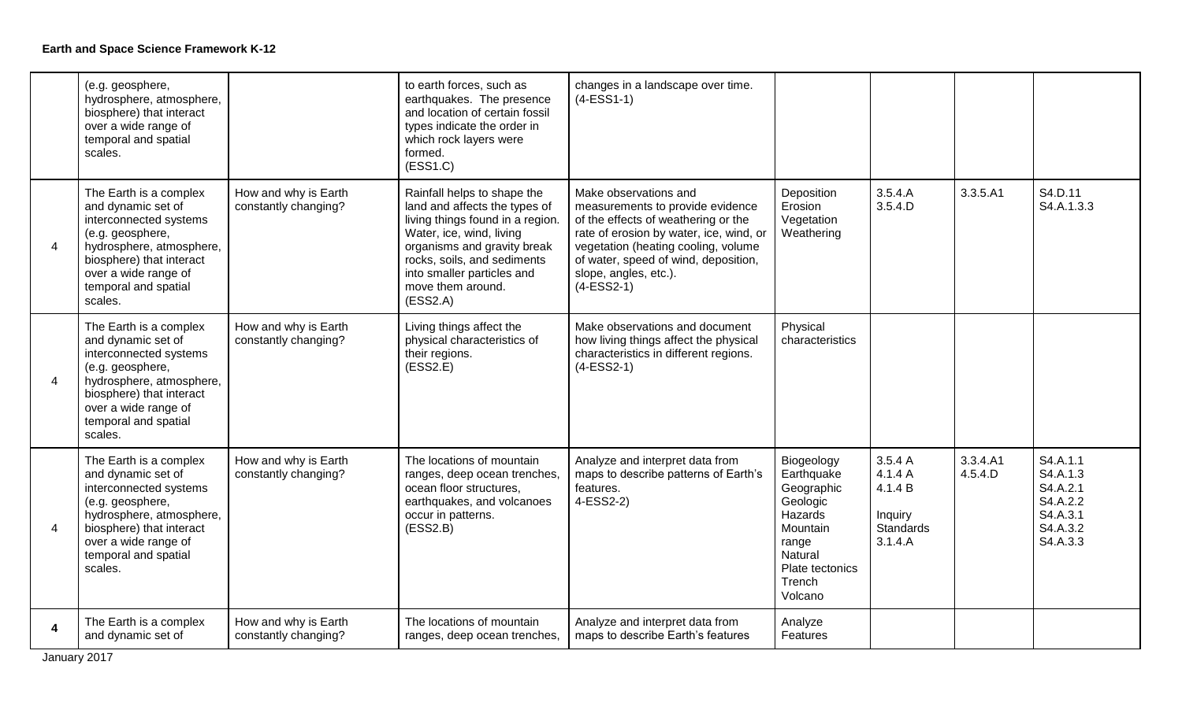**Earth and Space Science Framework K-12**

| | | | | | | | | |
|---|---|---|---|---|---|---|---|---|
| | (e.g. geosphere, hydrosphere, atmosphere, biosphere) that interact over a wide range of temporal and spatial scales. | | to earth forces, such as earthquakes. The presence and location of certain fossil types indicate the order in which rock layers were formed. (ESS1.C) | changes in a landscape over time. (4-ESS1-1) | | | | |
| 4 | The Earth is a complex and dynamic set of interconnected systems (e.g. geosphere, hydrosphere, atmosphere, biosphere) that interact over a wide range of temporal and spatial scales. | How and why is Earth constantly changing? | Rainfall helps to shape the land and affects the types of living things found in a region. Water, ice, wind, living organisms and gravity break rocks, soils, and sediments into smaller particles and move them around. (ESS2.A) | Make observations and measurements to provide evidence of the effects of weathering or the rate of erosion by water, ice, wind, or vegetation (heating cooling, volume of water, speed of wind, deposition, slope, angles, etc.). (4-ESS2-1) | Deposition<br>Erosion<br>Vegetation<br>Weathering | 3.5.4.A<br>3.5.4.D | 3.3.5.A1 | S4.D.11<br>S4.A.1.3.3 |
| 4 | The Earth is a complex and dynamic set of interconnected systems (e.g. geosphere, hydrosphere, atmosphere, biosphere) that interact over a wide range of temporal and spatial scales. | How and why is Earth constantly changing? | Living things affect the physical characteristics of their regions. (ESS2.E) | Make observations and document how living things affect the physical characteristics in different regions. (4-ESS2-1) | Physical characteristics | | | |
| 4 | The Earth is a complex and dynamic set of interconnected systems (e.g. geosphere, hydrosphere, atmosphere, biosphere) that interact over a wide range of temporal and spatial scales. | How and why is Earth constantly changing? | The locations of mountain ranges, deep ocean trenches, ocean floor structures, earthquakes, and volcanoes occur in patterns. (ESS2.B) | Analyze and interpret data from maps to describe patterns of Earth's features. 4-ESS2-2) | Biogeology<br>Earthquake<br>Geographic<br>Geologic<br>Hazards<br>Mountain range<br>Natural<br>Plate tectonics<br>Trench<br>Volcano | 3.5.4 A<br>4.1.4 A<br>4.1.4 B<br>Inquiry Standards<br>3.1.4.A | 3.3.4.A1<br>4.5.4.D | S4.A.1.1<br>S4.A.1.3<br>S4.A.2.1<br>S4.A.2.2<br>S4.A.3.1<br>S4.A.3.2<br>S4.A.3.3 |
| **4** | The Earth is a complex and dynamic set of | How and why is Earth constantly changing? | The locations of mountain ranges, deep ocean trenches, | Analyze and interpret data from maps to describe Earth's features | Analyze<br>Features | | | |

January 2017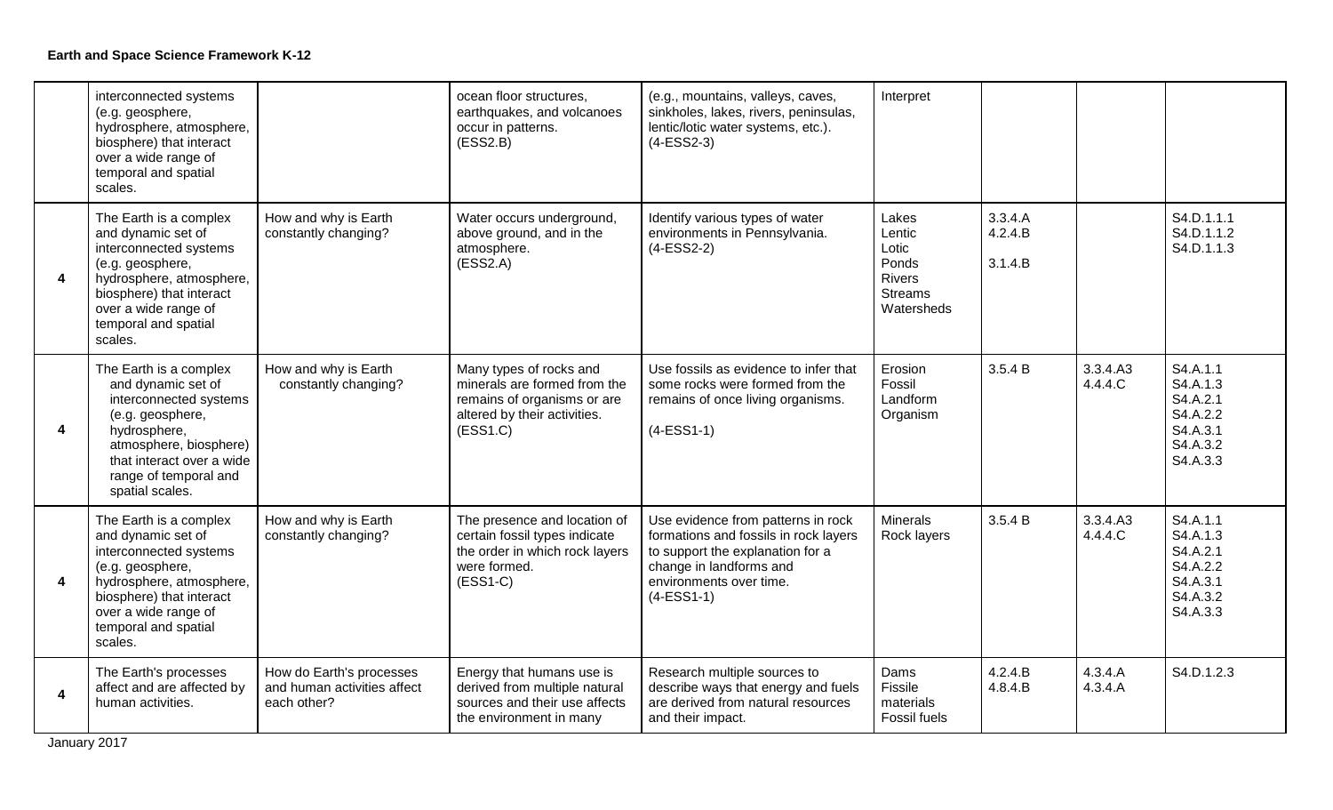**Earth and Space Science Framework K-12**

| | | | | | | | | |
|---|---|---|---|---|---|---|---|---|
| | interconnected systems (e.g. geosphere, hydrosphere, atmosphere, biosphere) that interact over a wide range of temporal and spatial scales. | | ocean floor structures, earthquakes, and volcanoes occur in patterns. (ESS2.B) | (e.g., mountains, valleys, caves, sinkholes, lakes, rivers, peninsulas, lentic/lotic water systems, etc.). (4-ESS2-3) | Interpret | | | |
| 4 | The Earth is a complex and dynamic set of interconnected systems (e.g. geosphere, hydrosphere, atmosphere, biosphere) that interact over a wide range of temporal and spatial scales. | How and why is Earth constantly changing? | Water occurs underground, above ground, and in the atmosphere. (ESS2.A) | Identify various types of water environments in Pennsylvania. (4-ESS2-2) | Lakes<br>Lentic<br>Lotic<br>Ponds<br>Rivers<br>Streams<br>Watersheds | 3.3.4.A<br>4.2.4.B<br>3.1.4.B | | S4.D.1.1.1<br>S4.D.1.1.2<br>S4.D.1.1.3 |
| 4 | The Earth is a complex and dynamic set of interconnected systems (e.g. geosphere, hydrosphere, atmosphere, biosphere) that interact over a wide range of temporal and spatial scales. | How and why is Earth constantly changing? | Many types of rocks and minerals are formed from the remains of organisms or are altered by their activities. (ESS1.C) | Use fossils as evidence to infer that some rocks were formed from the remains of once living organisms. (4-ESS1-1) | Erosion<br>Fossil<br>Landform<br>Organism | 3.5.4 B | 3.3.4.A3<br>4.4.4.C | S4.A.1.1<br>S4.A.1.3<br>S4.A.2.1<br>S4.A.2.2<br>S4.A.3.1<br>S4.A.3.2<br>S4.A.3.3 |
| 4 | The Earth is a complex and dynamic set of interconnected systems (e.g. geosphere, hydrosphere, atmosphere, biosphere) that interact over a wide range of temporal and spatial scales. | How and why is Earth constantly changing? | The presence and location of certain fossil types indicate the order in which rock layers were formed. (ESS1-C) | Use evidence from patterns in rock formations and fossils in rock layers to support the explanation for a change in landforms and environments over time. (4-ESS1-1) | Minerals<br>Rock layers | 3.5.4 B | 3.3.4.A3<br>4.4.4.C | S4.A.1.1<br>S4.A.1.3<br>S4.A.2.1<br>S4.A.2.2<br>S4.A.3.1<br>S4.A.3.2<br>S4.A.3.3 |
| 4 | The Earth's processes affect and are affected by human activities. | How do Earth's processes and human activities affect each other? | Energy that humans use is derived from multiple natural sources and their use affects the environment in many | Research multiple sources to describe ways that energy and fuels are derived from natural resources and their impact. | Dams<br>Fissile materials<br>Fossil fuels | 4.2.4.B<br>4.8.4.B | 4.3.4.A<br>4.3.4.A | S4.D.1.2.3 |

January 2017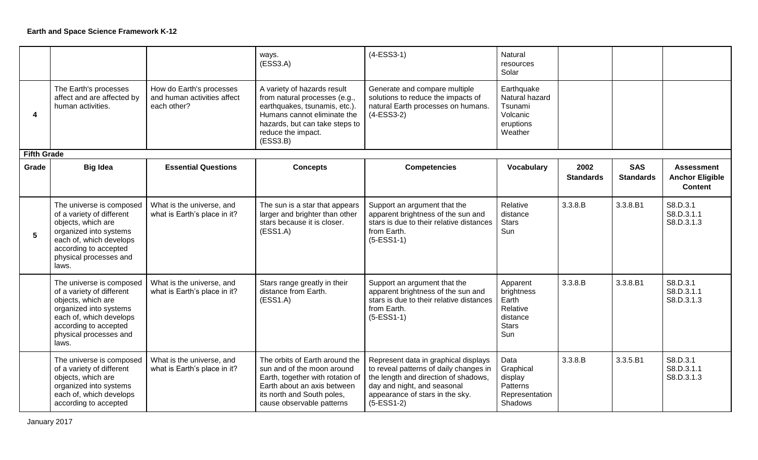## Earth and Space Science Framework K-12

| | | | ways. (ESS3.A) | (4-ESS3-1) | Natural resources Solar | | | |
|---|---|---|---|---|---|---|---|---|
| 4 | The Earth's processes affect and are affected by human activities. | How do Earth's processes and human activities affect each other? | A variety of hazards result from natural processes (e.g., earthquakes, tsunamis, etc.). Humans cannot eliminate the hazards, but can take steps to reduce the impact. (ESS3.B) | Generate and compare multiple solutions to reduce the impacts of natural Earth processes on humans. (4-ESS3-2) | Earthquake Natural hazard Tsunami Volcanic eruptions Weather | | | |

**Fifth Grade**

| Grade | Big Idea | Essential Questions | Concepts | Competencies | Vocabulary | 2002 Standards | SAS Standards | Assessment Anchor Eligible Content |
|---|---|---|---|---|---|---|---|---|
| 5 | The universe is composed of a variety of different objects, which are organized into systems each of, which develops according to accepted physical processes and laws. | What is the universe, and what is Earth's place in it? | The sun is a star that appears larger and brighter than other stars because it is closer. (ESS1.A) | Support an argument that the apparent brightness of the sun and stars is due to their relative distances from Earth. (5-ESS1-1) | Relative distance Stars Sun | 3.3.8.B | 3.3.8.B1 | S8.D.3.1 S8.D.3.1.1 S8.D.3.1.3 |
| | The universe is composed of a variety of different objects, which are organized into systems each of, which develops according to accepted physical processes and laws. | What is the universe, and what is Earth's place in it? | Stars range greatly in their distance from Earth. (ESS1.A) | Support an argument that the apparent brightness of the sun and stars is due to their relative distances from Earth. (5-ESS1-1) | Apparent brightness Earth Relative distance Stars Sun | 3.3.8.B | 3.3.8.B1 | S8.D.3.1 S8.D.3.1.1 S8.D.3.1.3 |
| | The universe is composed of a variety of different objects, which are organized into systems each of, which develops according to accepted | What is the universe, and what is Earth's place in it? | The orbits of Earth around the sun and of the moon around Earth, together with rotation of Earth about an axis between its north and South poles, cause observable patterns | Represent data in graphical displays to reveal patterns of daily changes in the length and direction of shadows, day and night, and seasonal appearance of stars in the sky. (5-ESS1-2) | Data Graphical display Patterns Representation Shadows | 3.3.8.B | 3.3.5.B1 | S8.D.3.1 S8.D.3.1.1 S8.D.3.1.3 |

January 2017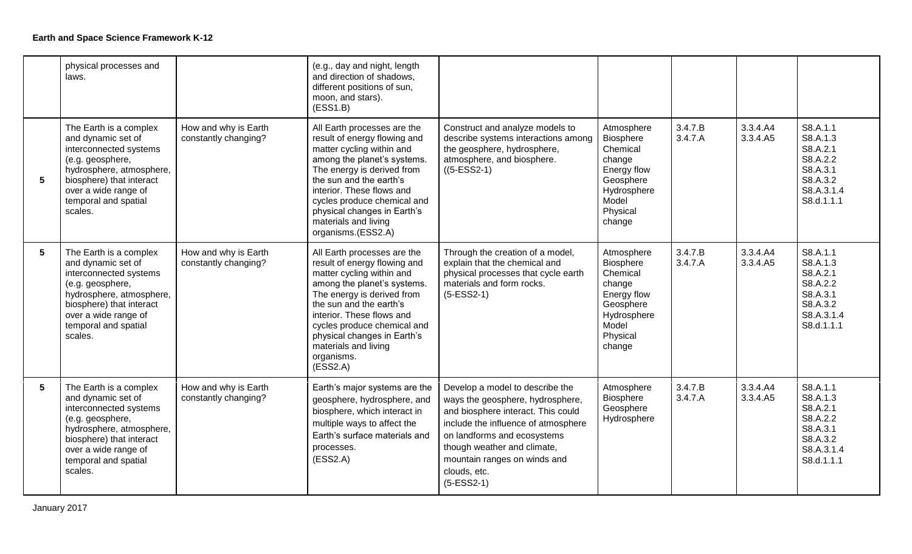**Earth and Space Science Framework K-12**

| | | | | | | | | |
|---|---|---|---|---|---|---|---|---|
| | physical processes and laws. | | (e.g., day and night, length and direction of shadows, different positions of sun, moon, and stars). (ESS1.B) | | | | | |
| **5** | The Earth is a complex and dynamic set of interconnected systems (e.g. geosphere, hydrosphere, atmosphere, biosphere) that interact over a wide range of temporal and spatial scales. | How and why is Earth constantly changing? | All Earth processes are the result of energy flowing and matter cycling within and among the planet's systems. The energy is derived from the sun and the earth's interior. These flows and cycles produce chemical and physical changes in Earth's materials and living organisms.(ESS2.A) | Construct and analyze models to describe systems interactions among the geosphere, hydrosphere, atmosphere, and biosphere. ((5-ESS2-1) | Atmosphere Biosphere Chemical change Energy flow Geosphere Hydrosphere Model Physical change | 3.4.7.B 3.4.7.A | 3.3.4.A4 3.3.4.A5 | S8.A.1.1 S8.A.1.3 S8.A.2.1 S8.A.2.2 S8.A.3.1 S8.A.3.2 S8.A.3.1.4 S8.d.1.1.1 |
| **5** | The Earth is a complex and dynamic set of interconnected systems (e.g. geosphere, hydrosphere, atmosphere, biosphere) that interact over a wide range of temporal and spatial scales. | How and why is Earth constantly changing? | All Earth processes are the result of energy flowing and matter cycling within and among the planet's systems. The energy is derived from the sun and the earth's interior. These flows and cycles produce chemical and physical changes in Earth's materials and living organisms. (ESS2.A) | Through the creation of a model, explain that the chemical and physical processes that cycle earth materials and form rocks. (5-ESS2-1) | Atmosphere Biosphere Chemical change Energy flow Geosphere Hydrosphere Model Physical change | 3.4.7.B 3.4.7.A | 3.3.4.A4 3.3.4.A5 | S8.A.1.1 S8.A.1.3 S8.A.2.1 S8.A.2.2 S8.A.3.1 S8.A.3.2 S8.A.3.1.4 S8.d.1.1.1 |
| **5** | The Earth is a complex and dynamic set of interconnected systems (e.g. geosphere, hydrosphere, atmosphere, biosphere) that interact over a wide range of temporal and spatial scales. | How and why is Earth constantly changing? | Earth's major systems are the geosphere, hydrosphere, and biosphere, which interact in multiple ways to affect the Earth's surface materials and processes. (ESS2.A) | Develop a model to describe the ways the geosphere, hydrosphere, and biosphere interact. This could include the influence of atmosphere on landforms and ecosystems though weather and climate, mountain ranges on winds and clouds, etc. (5-ESS2-1) | Atmosphere Biosphere Geosphere Hydrosphere | 3.4.7.B 3.4.7.A | 3.3.4.A4 3.3.4.A5 | S8.A.1.1 S8.A.1.3 S8.A.2.1 S8.A.2.2 S8.A.3.1 S8.A.3.2 S8.A.3.1.4 S8.d.1.1.1 |

January 2017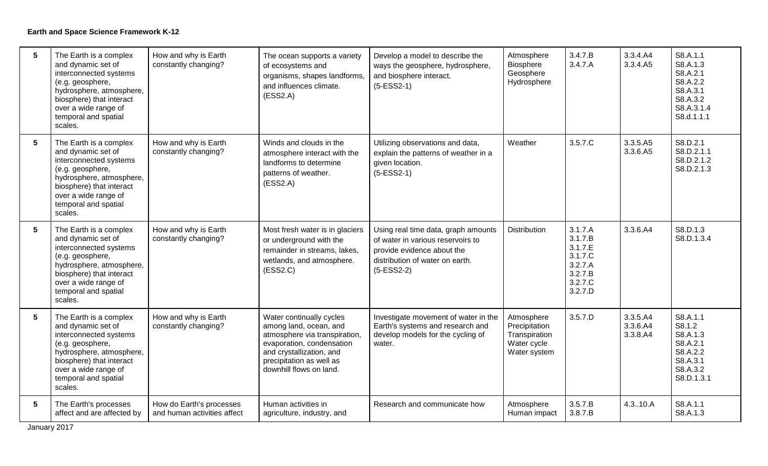**Earth and Space Science Framework K-12**

| | | | | | | | | |
|---|---|---|---|---|---|---|---|---|
| **5** | The Earth is a complex and dynamic set of interconnected systems (e.g. geosphere, hydrosphere, atmosphere, biosphere) that interact over a wide range of temporal and spatial scales. | How and why is Earth constantly changing? | The ocean supports a variety of ecosystems and organisms, shapes landforms, and influences climate. (ESS2.A) | Develop a model to describe the ways the geosphere, hydrosphere, and biosphere interact. (5-ESS2-1) | Atmosphere Biosphere Geosphere Hydrosphere | 3.4.7.B 3.4.7.A | 3.3.4.A4 3.3.4.A5 | S8.A.1.1 S8.A.1.3 S8.A.2.1 S8.A.2.2 S8.A.3.1 S8.A.3.2 S8.A.3.1.4 S8.d.1.1.1 |
| **5** | The Earth is a complex and dynamic set of interconnected systems (e.g. geosphere, hydrosphere, atmosphere, biosphere) that interact over a wide range of temporal and spatial scales. | How and why is Earth constantly changing? | Winds and clouds in the atmosphere interact with the landforms to determine patterns of weather. (ESS2.A) | Utilizing observations and data, explain the patterns of weather in a given location. (5-ESS2-1) | Weather | 3.5.7.C | 3.3.5.A5 3.3.6.A5 | S8.D.2.1 S8.D.2.1.1 S8.D.2.1.2 S8.D.2.1.3 |
| **5** | The Earth is a complex and dynamic set of interconnected systems (e.g. geosphere, hydrosphere, atmosphere, biosphere) that interact over a wide range of temporal and spatial scales. | How and why is Earth constantly changing? | Most fresh water is in glaciers or underground with the remainder in streams, lakes, wetlands, and atmosphere. (ESS2.C) | Using real time data, graph amounts of water in various reservoirs to provide evidence about the distribution of water on earth. (5-ESS2-2) | Distribution | 3.1.7.A 3.1.7.B 3.1.7.E 3.1.7.C 3.2.7.A 3.2.7.B 3.2.7.C 3.2.7.D | 3.3.6.A4 | S8.D.1.3 S8.D.1.3.4 |
| **5** | The Earth is a complex and dynamic set of interconnected systems (e.g. geosphere, hydrosphere, atmosphere, biosphere) that interact over a wide range of temporal and spatial scales. | How and why is Earth constantly changing? | Water continually cycles among land, ocean, and atmosphere via transpiration, evaporation, condensation and crystallization, and precipitation as well as downhill flows on land. | Investigate movement of water in the Earth's systems and research and develop models for the cycling of water. | Atmosphere Precipitation Transpiration Water cycle Water system | 3.5.7.D | 3.3.5.A4 3.3.6.A4 3.3.8.A4 | S8.A.1.1 S8.1.2 S8.A.1.3 S8.A.2.1 S8.A.2.2 S8.A.3.1 S8.A.3.2 S8.D.1.3.1 |
| **5** | The Earth's processes affect and are affected by | How do Earth's processes and human activities affect | Human activities in agriculture, industry, and | Research and communicate how | Atmosphere Human impact | 3.5.7.B 3.8.7.B | 4.3..10.A | S8.A.1.1 S8.A.1.3 |

January 2017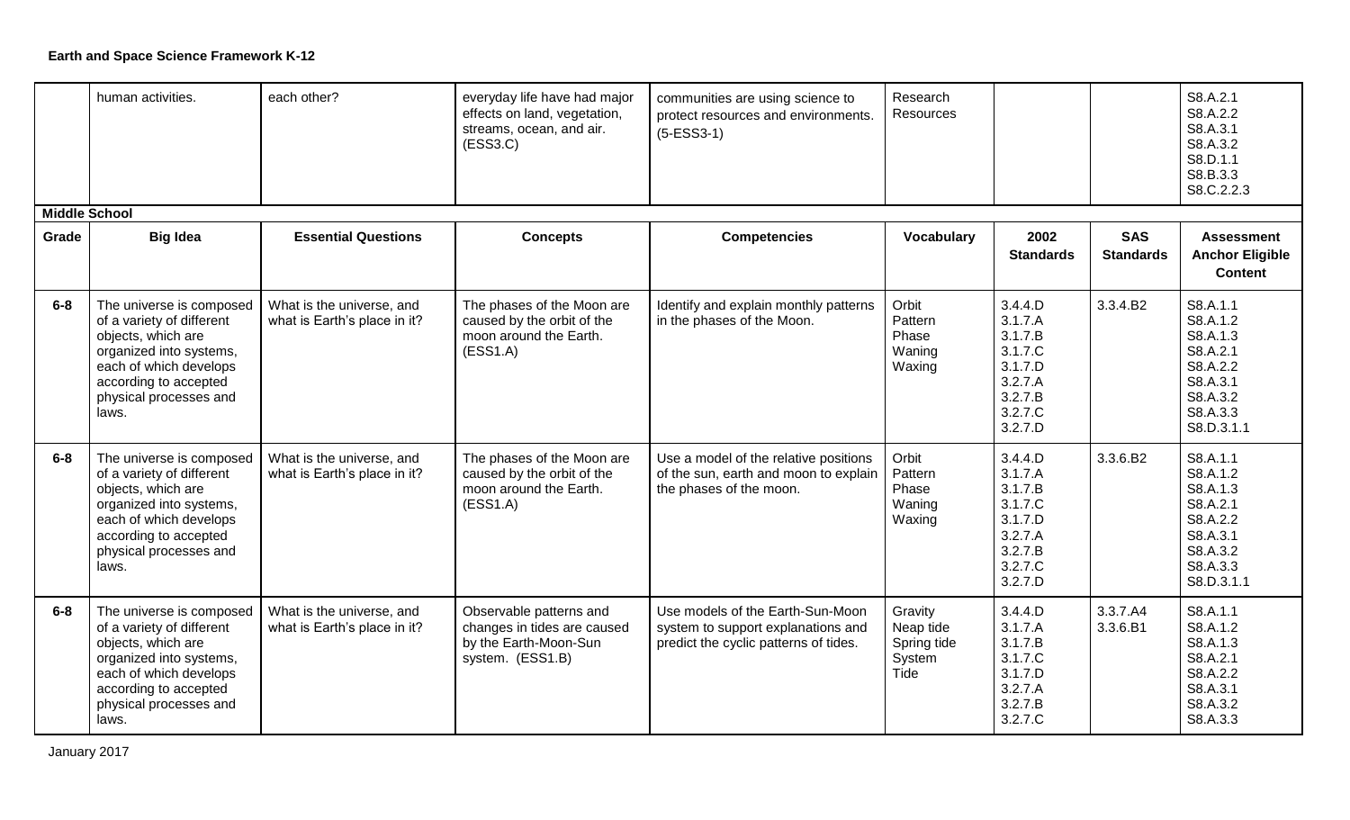**Earth and Space Science Framework K-12**

| | | | | | | | | |
|---|---|---|---|---|---|---|---|---|
| | human activities. | each other? | everyday life have had major effects on land, vegetation, streams, ocean, and air. (ESS3.C) | communities are using science to protect resources and environments. (5-ESS3-1) | Research Resources | | | S8.A.2.1 S8.A.2.2 S8.A.3.1 S8.A.3.2 S8.D.1.1 S8.B.3.3 S8.C.2.2.3 |

**Middle School**

| Grade | Big Idea | Essential Questions | Concepts | Competencies | Vocabulary | 2002 Standards | SAS Standards | Assessment Anchor Eligible Content |
|---|---|---|---|---|---|---|---|---|
| 6-8 | The universe is composed of a variety of different objects, which are organized into systems, each of which develops according to accepted physical processes and laws. | What is the universe, and what is Earth's place in it? | The phases of the Moon are caused by the orbit of the moon around the Earth. (ESS1.A) | Identify and explain monthly patterns in the phases of the Moon. | Orbit Pattern Phase Waning Waxing | 3.4.4.D 3.1.7.A 3.1.7.B 3.1.7.C 3.1.7.D 3.2.7.A 3.2.7.B 3.2.7.C 3.2.7.D | 3.3.4.B2 | S8.A.1.1 S8.A.1.2 S8.A.1.3 S8.A.2.1 S8.A.2.2 S8.A.3.1 S8.A.3.2 S8.A.3.3 S8.D.3.1.1 |
| 6-8 | The universe is composed of a variety of different objects, which are organized into systems, each of which develops according to accepted physical processes and laws. | What is the universe, and what is Earth's place in it? | The phases of the Moon are caused by the orbit of the moon around the Earth. (ESS1.A) | Use a model of the relative positions of the sun, earth and moon to explain the phases of the moon. | Orbit Pattern Phase Waning Waxing | 3.4.4.D 3.1.7.A 3.1.7.B 3.1.7.C 3.1.7.D 3.2.7.A 3.2.7.B 3.2.7.C 3.2.7.D | 3.3.6.B2 | S8.A.1.1 S8.A.1.2 S8.A.1.3 S8.A.2.1 S8.A.2.2 S8.A.3.1 S8.A.3.2 S8.A.3.3 S8.D.3.1.1 |
| 6-8 | The universe is composed of a variety of different objects, which are organized into systems, each of which develops according to accepted physical processes and laws. | What is the universe, and what is Earth's place in it? | Observable patterns and changes in tides are caused by the Earth-Moon-Sun system. (ESS1.B) | Use models of the Earth-Sun-Moon system to support explanations and predict the cyclic patterns of tides. | Gravity Neap tide Spring tide System Tide | 3.4.4.D 3.1.7.A 3.1.7.B 3.1.7.C 3.1.7.D 3.2.7.A 3.2.7.B 3.2.7.C | 3.3.7.A4 3.3.6.B1 | S8.A.1.1 S8.A.1.2 S8.A.1.3 S8.A.2.1 S8.A.2.2 S8.A.3.1 S8.A.3.2 S8.A.3.3 |

January 2017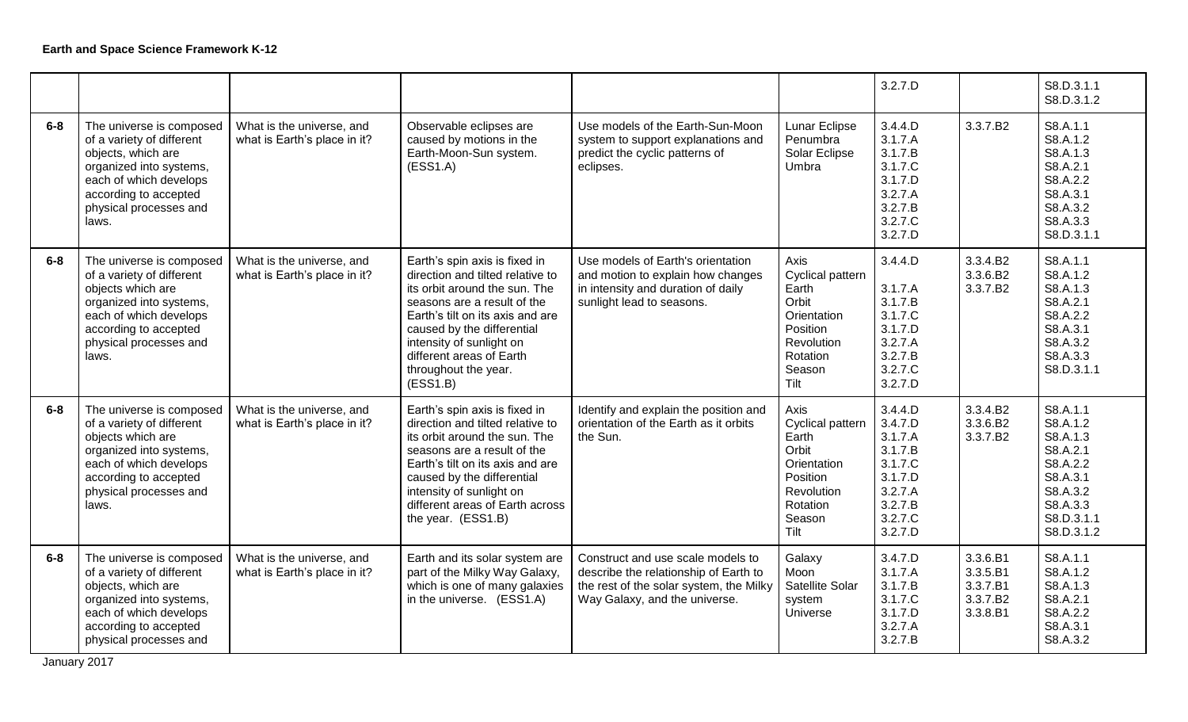**Earth and Space Science Framework K-12**

| | | | | | | | | |
|---|---|---|---|---|---|---|---|---|
| | | | | | | 3.2.7.D | | S8.D.3.1.1<br>S8.D.3.1.2 |
| 6-8 | The universe is composed of a variety of different objects, which are organized into systems, each of which develops according to accepted physical processes and laws. | What is the universe, and what is Earth's place in it? | Observable eclipses are caused by motions in the Earth-Moon-Sun system. (ESS1.A) | Use models of the Earth-Sun-Moon system to support explanations and predict the cyclic patterns of eclipses. | Lunar Eclipse<br>Penumbra<br>Solar Eclipse<br>Umbra | 3.4.4.D<br>3.1.7.A<br>3.1.7.B<br>3.1.7.C<br>3.1.7.D<br>3.2.7.A<br>3.2.7.B<br>3.2.7.C<br>3.2.7.D | 3.3.7.B2 | S8.A.1.1<br>S8.A.1.2<br>S8.A.1.3<br>S8.A.2.1<br>S8.A.2.2<br>S8.A.3.1<br>S8.A.3.2<br>S8.A.3.3<br>S8.D.3.1.1 |
| 6-8 | The universe is composed of a variety of different objects which are organized into systems, each of which develops according to accepted physical processes and laws. | What is the universe, and what is Earth's place in it? | Earth's spin axis is fixed in direction and tilted relative to its orbit around the sun. The seasons are a result of the Earth's tilt on its axis and are caused by the differential intensity of sunlight on different areas of Earth throughout the year. (ESS1.B) | Use models of Earth's orientation and motion to explain how changes in intensity and duration of daily sunlight lead to seasons. | Axis<br>Cyclical pattern<br>Earth<br>Orbit<br>Orientation<br>Position<br>Revolution<br>Rotation<br>Season<br>Tilt | 3.4.4.D<br><br>3.1.7.A<br>3.1.7.B<br>3.1.7.C<br>3.1.7.D<br>3.2.7.A<br>3.2.7.B<br>3.2.7.C<br>3.2.7.D | 3.3.4.B2<br>3.3.6.B2<br>3.3.7.B2 | S8.A.1.1<br>S8.A.1.2<br>S8.A.1.3<br>S8.A.2.1<br>S8.A.2.2<br>S8.A.3.1<br>S8.A.3.2<br>S8.A.3.3<br>S8.D.3.1.1 |
| 6-8 | The universe is composed of a variety of different objects which are organized into systems, each of which develops according to accepted physical processes and laws. | What is the universe, and what is Earth's place in it? | Earth's spin axis is fixed in direction and tilted relative to its orbit around the sun. The seasons are a result of the Earth's tilt on its axis and are caused by the differential intensity of sunlight on different areas of Earth across the year. (ESS1.B) | Identify and explain the position and orientation of the Earth as it orbits the Sun. | Axis<br>Cyclical pattern<br>Earth<br>Orbit<br>Orientation<br>Position<br>Revolution<br>Rotation<br>Season<br>Tilt | 3.4.4.D<br>3.4.7.D<br>3.1.7.A<br>3.1.7.B<br>3.1.7.C<br>3.1.7.D<br>3.2.7.A<br>3.2.7.B<br>3.2.7.C<br>3.2.7.D | 3.3.4.B2<br>3.3.6.B2<br>3.3.7.B2 | S8.A.1.1<br>S8.A.1.2<br>S8.A.1.3<br>S8.A.2.1<br>S8.A.2.2<br>S8.A.3.1<br>S8.A.3.2<br>S8.A.3.3<br>S8.D.3.1.1<br>S8.D.3.1.2 |
| 6-8 | The universe is composed of a variety of different objects, which are organized into systems, each of which develops according to accepted physical processes and | What is the universe, and what is Earth's place in it? | Earth and its solar system are part of the Milky Way Galaxy, which is one of many galaxies in the universe. (ESS1.A) | Construct and use scale models to describe the relationship of Earth to the rest of the solar system, the Milky Way Galaxy, and the universe. | Galaxy<br>Moon<br>Satellite Solar system<br>Universe | 3.4.7.D<br>3.1.7.A<br>3.1.7.B<br>3.1.7.C<br>3.1.7.D<br>3.2.7.A<br>3.2.7.B | 3.3.6.B1<br>3.3.5.B1<br>3.3.7.B1<br>3.3.7.B2<br>3.3.8.B1 | S8.A.1.1<br>S8.A.1.2<br>S8.A.1.3<br>S8.A.2.1<br>S8.A.2.2<br>S8.A.3.1<br>S8.A.3.2 |

January 2017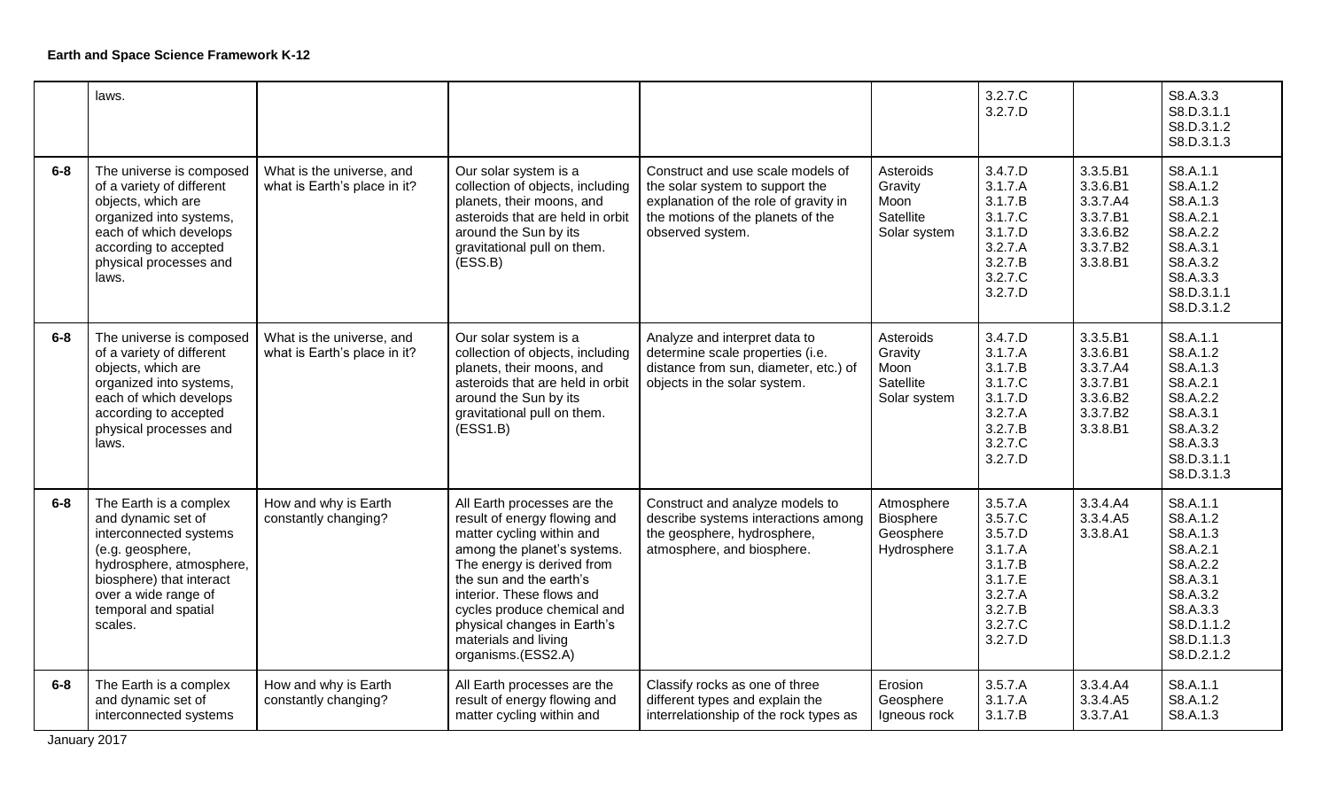**Earth and Space Science Framework K-12**

| | | | | | | | | |
|---|---|---|---|---|---|---|---|---|
| | laws. | | | | | 3.2.7.C<br>3.2.7.D | | S8.A.3.3<br>S8.D.3.1.1<br>S8.D.3.1.2<br>S8.D.3.1.3 |
| 6-8 | The universe is composed of a variety of different objects, which are organized into systems, each of which develops according to accepted physical processes and laws. | What is the universe, and what is Earth's place in it? | Our solar system is a collection of objects, including planets, their moons, and asteroids that are held in orbit around the Sun by its gravitational pull on them. (ESS.B) | Construct and use scale models of the solar system to support the explanation of the role of gravity in the motions of the planets of the observed system. | Asteroids<br>Gravity<br>Moon<br>Satellite<br>Solar system | 3.4.7.D<br>3.1.7.A<br>3.1.7.B<br>3.1.7.C<br>3.1.7.D<br>3.2.7.A<br>3.2.7.B<br>3.2.7.C<br>3.2.7.D | 3.3.5.B1<br>3.3.6.B1<br>3.3.7.A4<br>3.3.7.B1<br>3.3.6.B2<br>3.3.7.B2<br>3.3.8.B1 | S8.A.1.1<br>S8.A.1.2<br>S8.A.1.3<br>S8.A.2.1<br>S8.A.2.2<br>S8.A.3.1<br>S8.A.3.2<br>S8.A.3.3<br>S8.D.3.1.1<br>S8.D.3.1.2 |
| 6-8 | The universe is composed of a variety of different objects, which are organized into systems, each of which develops according to accepted physical processes and laws. | What is the universe, and what is Earth's place in it? | Our solar system is a collection of objects, including planets, their moons, and asteroids that are held in orbit around the Sun by its gravitational pull on them. (ESS1.B) | Analyze and interpret data to determine scale properties (i.e. distance from sun, diameter, etc.) of objects in the solar system. | Asteroids<br>Gravity<br>Moon<br>Satellite<br>Solar system | 3.4.7.D<br>3.1.7.A<br>3.1.7.B<br>3.1.7.C<br>3.1.7.D<br>3.2.7.A<br>3.2.7.B<br>3.2.7.C<br>3.2.7.D | 3.3.5.B1<br>3.3.6.B1<br>3.3.7.A4<br>3.3.7.B1<br>3.3.6.B2<br>3.3.7.B2<br>3.3.8.B1 | S8.A.1.1<br>S8.A.1.2<br>S8.A.1.3<br>S8.A.2.1<br>S8.A.2.2<br>S8.A.3.1<br>S8.A.3.2<br>S8.A.3.3<br>S8.D.3.1.1<br>S8.D.3.1.3 |
| 6-8 | The Earth is a complex and dynamic set of interconnected systems (e.g. geosphere, hydrosphere, atmosphere, biosphere) that interact over a wide range of temporal and spatial scales. | How and why is Earth constantly changing? | All Earth processes are the result of energy flowing and matter cycling within and among the planet's systems. The energy is derived from the sun and the earth's interior. These flows and cycles produce chemical and physical changes in Earth's materials and living organisms.(ESS2.A) | Construct and analyze models to describe systems interactions among the geosphere, hydrosphere, atmosphere, and biosphere. | Atmosphere<br>Biosphere<br>Geosphere<br>Hydrosphere | 3.5.7.A<br>3.5.7.C<br>3.5.7.D<br>3.1.7.A<br>3.1.7.B<br>3.1.7.E<br>3.2.7.A<br>3.2.7.B<br>3.2.7.C<br>3.2.7.D | 3.3.4.A4<br>3.3.4.A5<br>3.3.8.A1 | S8.A.1.1<br>S8.A.1.2<br>S8.A.1.3<br>S8.A.2.1<br>S8.A.2.2<br>S8.A.3.1<br>S8.A.3.2<br>S8.A.3.3<br>S8.D.1.1.2<br>S8.D.1.1.3<br>S8.D.2.1.2 |
| 6-8 | The Earth is a complex and dynamic set of interconnected systems | How and why is Earth constantly changing? | All Earth processes are the result of energy flowing and matter cycling within and | Classify rocks as one of three different types and explain the interrelationship of the rock types as | Erosion<br>Geosphere<br>Igneous rock | 3.5.7.A<br>3.1.7.A<br>3.1.7.B | 3.3.4.A4<br>3.3.4.A5<br>3.3.7.A1 | S8.A.1.1<br>S8.A.1.2<br>S8.A.1.3 |

January 2017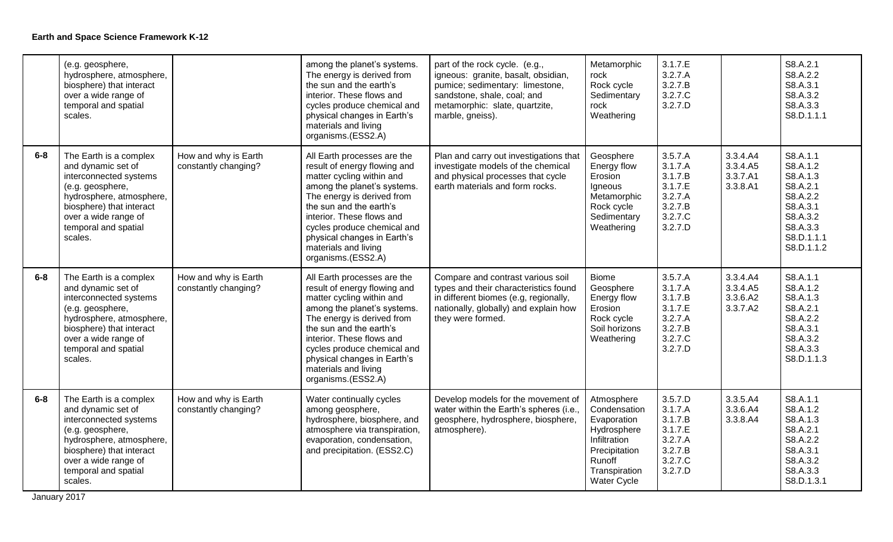**Earth and Space Science Framework K-12**

| | | | | | | | | |
|---|---|---|---|---|---|---|---|---|
| | (e.g. geosphere, hydrosphere, atmosphere, biosphere) that interact over a wide range of temporal and spatial scales. | | among the planet's systems. The energy is derived from the sun and the earth's interior. These flows and cycles produce chemical and physical changes in Earth's materials and living organisms.(ESS2.A) | part of the rock cycle. (e.g., igneous: granite, basalt, obsidian, pumice; sedimentary: limestone, sandstone, shale, coal; and metamorphic: slate, quartzite, marble, gneiss). | Metamorphic rock<br>Rock cycle<br>Sedimentary rock<br>Weathering | 3.1.7.E<br>3.2.7.A<br>3.2.7.B<br>3.2.7.C<br>3.2.7.D | | S8.A.2.1<br>S8.A.2.2<br>S8.A.3.1<br>S8.A.3.2<br>S8.A.3.3<br>S8.D.1.1.1 |
| **6-8** | The Earth is a complex and dynamic set of interconnected systems (e.g. geosphere, hydrosphere, atmosphere, biosphere) that interact over a wide range of temporal and spatial scales. | How and why is Earth constantly changing? | All Earth processes are the result of energy flowing and matter cycling within and among the planet's systems. The energy is derived from the sun and the earth's interior. These flows and cycles produce chemical and physical changes in Earth's materials and living organisms.(ESS2.A) | Plan and carry out investigations that investigate models of the chemical and physical processes that cycle earth materials and form rocks. | Geosphere<br>Energy flow<br>Erosion<br>Igneous<br>Metamorphic<br>Rock cycle<br>Sedimentary<br>Weathering | 3.5.7.A<br>3.1.7.A<br>3.1.7.B<br>3.1.7.E<br>3.2.7.A<br>3.2.7.B<br>3.2.7.C<br>3.2.7.D | 3.3.4.A4<br>3.3.4.A5<br>3.3.7.A1<br>3.3.8.A1 | S8.A.1.1<br>S8.A.1.2<br>S8.A.1.3<br>S8.A.2.1<br>S8.A.2.2<br>S8.A.3.1<br>S8.A.3.2<br>S8.A.3.3<br>S8.D.1.1.1<br>S8.D.1.1.2 |
| **6-8** | The Earth is a complex and dynamic set of interconnected systems (e.g. geosphere, hydrosphere, atmosphere, biosphere) that interact over a wide range of temporal and spatial scales. | How and why is Earth constantly changing? | All Earth processes are the result of energy flowing and matter cycling within and among the planet's systems. The energy is derived from the sun and the earth's interior. These flows and cycles produce chemical and physical changes in Earth's materials and living organisms.(ESS2.A) | Compare and contrast various soil types and their characteristics found in different biomes (e.g, regionally, nationally, globally) and explain how they were formed. | Biome<br>Geosphere<br>Energy flow<br>Erosion<br>Rock cycle<br>Soil horizons<br>Weathering | 3.5.7.A<br>3.1.7.A<br>3.1.7.B<br>3.1.7.E<br>3.2.7.A<br>3.2.7.B<br>3.2.7.C<br>3.2.7.D | 3.3.4.A4<br>3.3.4.A5<br>3.3.6.A2<br>3.3.7.A2 | S8.A.1.1<br>S8.A.1.2<br>S8.A.1.3<br>S8.A.2.1<br>S8.A.2.2<br>S8.A.3.1<br>S8.A.3.2<br>S8.A.3.3<br>S8.D.1.1.3 |
| **6-8** | The Earth is a complex and dynamic set of interconnected systems (e.g. geosphere, hydrosphere, atmosphere, biosphere) that interact over a wide range of temporal and spatial scales. | How and why is Earth constantly changing? | Water continually cycles among geosphere, hydrosphere, biosphere, and atmosphere via transpiration, evaporation, condensation, and precipitation. (ESS2.C) | Develop models for the movement of water within the Earth's spheres (i.e., geosphere, hydrosphere, biosphere, atmosphere). | Atmosphere<br>Condensation<br>Evaporation<br>Hydrosphere<br>Infiltration<br>Precipitation<br>Runoff<br>Transpiration<br>Water Cycle | 3.5.7.D<br>3.1.7.A<br>3.1.7.B<br>3.1.7.E<br>3.2.7.A<br>3.2.7.B<br>3.2.7.C<br>3.2.7.D | 3.3.5.A4<br>3.3.6.A4<br>3.3.8.A4 | S8.A.1.1<br>S8.A.1.2<br>S8.A.1.3<br>S8.A.2.1<br>S8.A.2.2<br>S8.A.3.1<br>S8.A.3.2<br>S8.A.3.3<br>S8.D.1.3.1 |

January 2017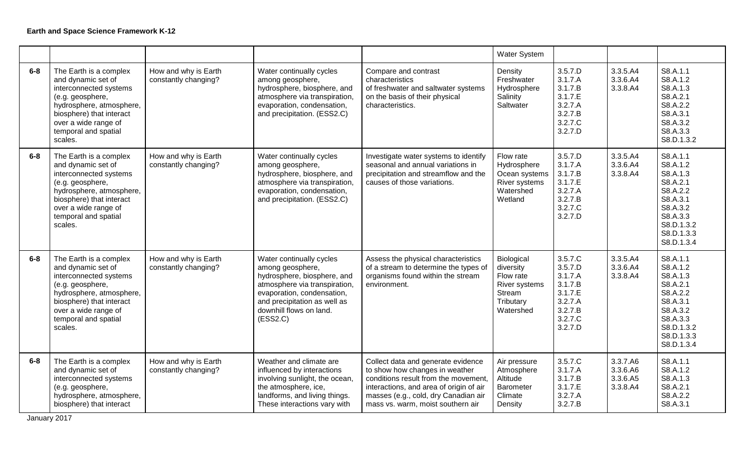**Earth and Space Science Framework K-12**

| | | | | | | | | |
|---|---|---|---|---|---|---|---|---|
| | | | | | Water System | | | |
| 6-8 | The Earth is a complex and dynamic set of interconnected systems (e.g. geosphere, hydrosphere, atmosphere, biosphere) that interact over a wide range of temporal and spatial scales. | How and why is Earth constantly changing? | Water continually cycles among geosphere, hydrosphere, biosphere, and atmosphere via transpiration, evaporation, condensation, and precipitation. (ESS2.C) | Compare and contrast characteristics of freshwater and saltwater systems on the basis of their physical characteristics. | Density<br>Freshwater<br>Hydrosphere<br>Salinity<br>Saltwater | 3.5.7.D<br>3.1.7.A<br>3.1.7.B<br>3.1.7.E<br>3.2.7.A<br>3.2.7.B<br>3.2.7.C<br>3.2.7.D | 3.3.5.A4<br>3.3.6.A4<br>3.3.8.A4 | S8.A.1.1<br>S8.A.1.2<br>S8.A.1.3<br>S8.A.2.1<br>S8.A.2.2<br>S8.A.3.1<br>S8.A.3.2<br>S8.A.3.3<br>S8.D.1.3.2 |
| 6-8 | The Earth is a complex and dynamic set of interconnected systems (e.g. geosphere, hydrosphere, atmosphere, biosphere) that interact over a wide range of temporal and spatial scales. | How and why is Earth constantly changing? | Water continually cycles among geosphere, hydrosphere, biosphere, and atmosphere via transpiration, evaporation, condensation, and precipitation. (ESS2.C) | Investigate water systems to identify seasonal and annual variations in precipitation and streamflow and the causes of those variations. | Flow rate<br>Hydrosphere<br>Ocean systems<br>River systems<br>Watershed<br>Wetland | 3.5.7.D<br>3.1.7.A<br>3.1.7.B<br>3.1.7.E<br>3.2.7.A<br>3.2.7.B<br>3.2.7.C<br>3.2.7.D | 3.3.5.A4<br>3.3.6.A4<br>3.3.8.A4 | S8.A.1.1<br>S8.A.1.2<br>S8.A.1.3<br>S8.A.2.1<br>S8.A.2.2<br>S8.A.3.1<br>S8.A.3.2<br>S8.A.3.3<br>S8.D.1.3.2<br>S8.D.1.3.3<br>S8.D.1.3.4 |
| 6-8 | The Earth is a complex and dynamic set of interconnected systems (e.g. geosphere, hydrosphere, atmosphere, biosphere) that interact over a wide range of temporal and spatial scales. | How and why is Earth constantly changing? | Water continually cycles among geosphere, hydrosphere, biosphere, and atmosphere via transpiration, evaporation, condensation, and precipitation as well as downhill flows on land. (ESS2.C) | Assess the physical characteristics of a stream to determine the types of organisms found within the stream environment. | Biological diversity<br>Flow rate<br>River systems<br>Stream<br>Tributary<br>Watershed | 3.5.7.C<br>3.5.7.D<br>3.1.7.A<br>3.1.7.B<br>3.1.7.E<br>3.2.7.A<br>3.2.7.B<br>3.2.7.C<br>3.2.7.D | 3.3.5.A4<br>3.3.6.A4<br>3.3.8.A4 | S8.A.1.1<br>S8.A.1.2<br>S8.A.1.3<br>S8.A.2.1<br>S8.A.2.2<br>S8.A.3.1<br>S8.A.3.2<br>S8.A.3.3<br>S8.D.1.3.2<br>S8.D.1.3.3<br>S8.D.1.3.4 |
| 6-8 | The Earth is a complex and dynamic set of interconnected systems (e.g. geosphere, hydrosphere, atmosphere, biosphere) that interact | How and why is Earth constantly changing? | Weather and climate are influenced by interactions involving sunlight, the ocean, the atmosphere, ice, landforms, and living things. These interactions vary with | Collect data and generate evidence to show how changes in weather conditions result from the movement, interactions, and area of origin of air masses (e.g., cold, dry Canadian air mass vs. warm, moist southern air | Air pressure<br>Atmosphere<br>Altitude<br>Barometer<br>Climate<br>Density | 3.5.7.C<br>3.1.7.A<br>3.1.7.B<br>3.1.7.E<br>3.2.7.A<br>3.2.7.B | 3.3.7.A6<br>3.3.6.A6<br>3.3.6.A5<br>3.3.8.A4 | S8.A.1.1<br>S8.A.1.2<br>S8.A.1.3<br>S8.A.2.1<br>S8.A.2.2<br>S8.A.3.1 |

January 2017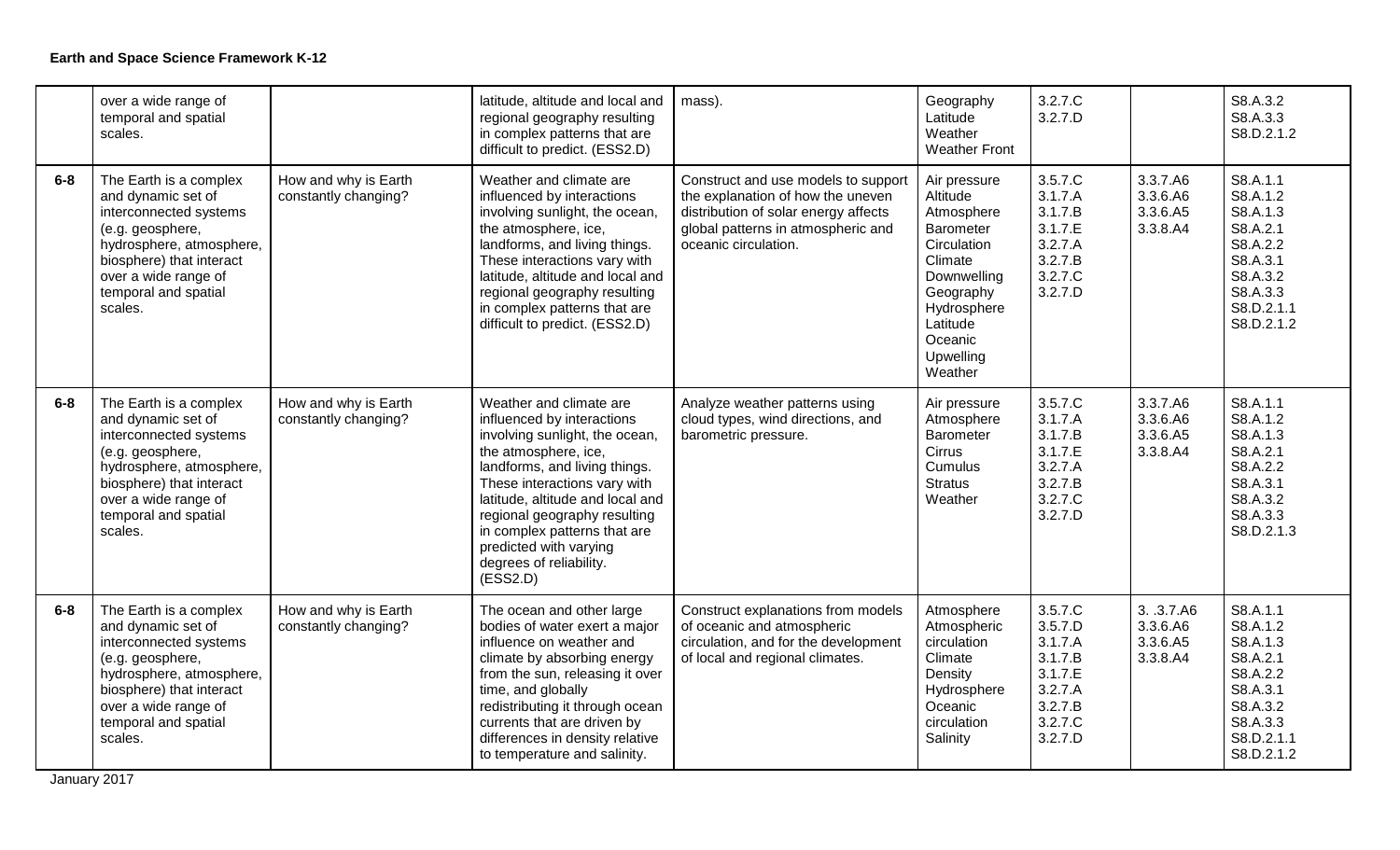**Earth and Space Science Framework K-12**

| | | | | | | | | |
|---|---|---|---|---|---|---|---|---|
| | over a wide range of temporal and spatial scales. | | latitude, altitude and local and regional geography resulting in complex patterns that are difficult to predict. (ESS2.D) | mass). | Geography<br>Latitude<br>Weather<br>Weather Front | 3.2.7.C<br>3.2.7.D | | S8.A.3.2<br>S8.A.3.3<br>S8.D.2.1.2 |
| 6-8 | The Earth is a complex and dynamic set of interconnected systems (e.g. geosphere, hydrosphere, atmosphere, biosphere) that interact over a wide range of temporal and spatial scales. | How and why is Earth constantly changing? | Weather and climate are influenced by interactions involving sunlight, the ocean, the atmosphere, ice, landforms, and living things. These interactions vary with latitude, altitude and local and regional geography resulting in complex patterns that are difficult to predict. (ESS2.D) | Construct and use models to support the explanation of how the uneven distribution of solar energy affects global patterns in atmospheric and oceanic circulation. | Air pressure<br>Altitude<br>Atmosphere<br>Barometer<br>Circulation<br>Climate<br>Downwelling<br>Geography<br>Hydrosphere<br>Latitude<br>Oceanic<br>Upwelling<br>Weather | 3.5.7.C<br>3.1.7.A<br>3.1.7.B<br>3.1.7.E<br>3.2.7.A<br>3.2.7.B<br>3.2.7.C<br>3.2.7.D | 3.3.7.A6<br>3.3.6.A6<br>3.3.6.A5<br>3.3.8.A4 | S8.A.1.1<br>S8.A.1.2<br>S8.A.1.3<br>S8.A.2.1<br>S8.A.2.2<br>S8.A.3.1<br>S8.A.3.2<br>S8.A.3.3<br>S8.D.2.1.1<br>S8.D.2.1.2 |
| 6-8 | The Earth is a complex and dynamic set of interconnected systems (e.g. geosphere, hydrosphere, atmosphere, biosphere) that interact over a wide range of temporal and spatial scales. | How and why is Earth constantly changing? | Weather and climate are influenced by interactions involving sunlight, the ocean, the atmosphere, ice, landforms, and living things. These interactions vary with latitude, altitude and local and regional geography resulting in complex patterns that are predicted with varying degrees of reliability. (ESS2.D) | Analyze weather patterns using cloud types, wind directions, and barometric pressure. | Air pressure<br>Atmosphere<br>Barometer<br>Cirrus<br>Cumulus<br>Stratus<br>Weather | 3.5.7.C<br>3.1.7.A<br>3.1.7.B<br>3.1.7.E<br>3.2.7.A<br>3.2.7.B<br>3.2.7.C<br>3.2.7.D | 3.3.7.A6<br>3.3.6.A6<br>3.3.6.A5<br>3.3.8.A4 | S8.A.1.1<br>S8.A.1.2<br>S8.A.1.3<br>S8.A.2.1<br>S8.A.2.2<br>S8.A.3.1<br>S8.A.3.2<br>S8.A.3.3<br>S8.D.2.1.3 |
| 6-8 | The Earth is a complex and dynamic set of interconnected systems (e.g. geosphere, hydrosphere, atmosphere, biosphere) that interact over a wide range of temporal and spatial scales. | How and why is Earth constantly changing? | The ocean and other large bodies of water exert a major influence on weather and climate by absorbing energy from the sun, releasing it over time, and globally redistributing it through ocean currents that are driven by differences in density relative to temperature and salinity. | Construct explanations from models of oceanic and atmospheric circulation, and for the development of local and regional climates. | Atmosphere<br>Atmospheric circulation<br>Climate<br>Density<br>Hydrosphere<br>Oceanic circulation<br>Salinity | 3.5.7.C<br>3.5.7.D<br>3.1.7.A<br>3.1.7.B<br>3.1.7.E<br>3.2.7.A<br>3.2.7.B<br>3.2.7.C<br>3.2.7.D | 3. .3.7.A6<br>3.3.6.A6<br>3.3.6.A5<br>3.3.8.A4 | S8.A.1.1<br>S8.A.1.2<br>S8.A.1.3<br>S8.A.2.1<br>S8.A.2.2<br>S8.A.3.1<br>S8.A.3.2<br>S8.A.3.3<br>S8.D.2.1.1<br>S8.D.2.1.2 |

January 2017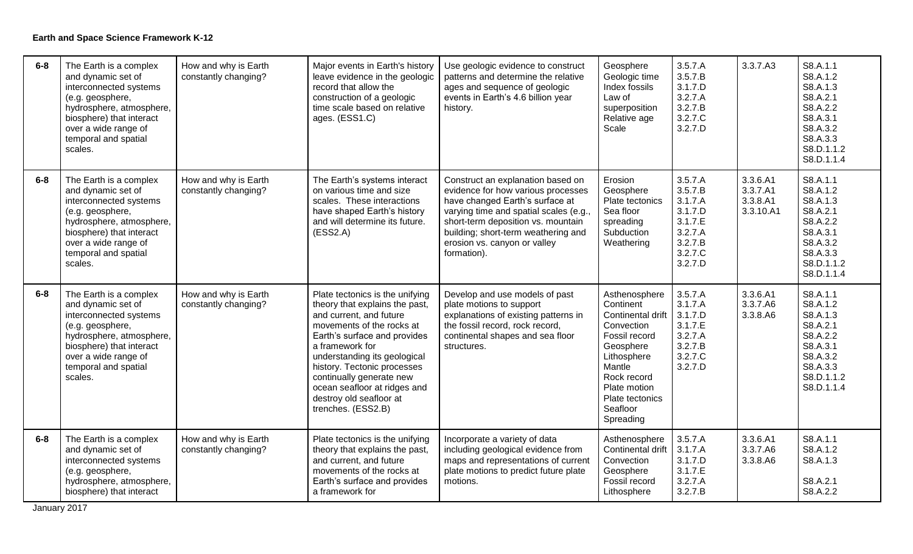**Earth and Space Science Framework K-12**

| | | | | | | | | |
|---|---|---|---|---|---|---|---|---|
| 6-8 | The Earth is a complex and dynamic set of interconnected systems (e.g. geosphere, hydrosphere, atmosphere, biosphere) that interact over a wide range of temporal and spatial scales. | How and why is Earth constantly changing? | Major events in Earth's history leave evidence in the geologic record that allow the construction of a geologic time scale based on relative ages. (ESS1.C) | Use geologic evidence to construct patterns and determine the relative ages and sequence of geologic events in Earth's 4.6 billion year history. | Geosphere<br>Geologic time<br>Index fossils<br>Law of superposition<br>Relative age<br>Scale | 3.5.7.A<br>3.5.7.B<br>3.1.7.D<br>3.2.7.A<br>3.2.7.B<br>3.2.7.C<br>3.2.7.D | 3.3.7.A3 | S8.A.1.1<br>S8.A.1.2<br>S8.A.1.3<br>S8.A.2.1<br>S8.A.2.2<br>S8.A.3.1<br>S8.A.3.2<br>S8.A.3.3<br>S8.D.1.1.2<br>S8.D.1.1.4 |
| 6-8 | The Earth is a complex and dynamic set of interconnected systems (e.g. geosphere, hydrosphere, atmosphere, biosphere) that interact over a wide range of temporal and spatial scales. | How and why is Earth constantly changing? | The Earth's systems interact on various time and size scales. These interactions have shaped Earth's history and will determine its future. (ESS2.A) | Construct an explanation based on evidence for how various processes have changed Earth's surface at varying time and spatial scales (e.g., short-term deposition vs. mountain building; short-term weathering and erosion vs. canyon or valley formation). | Erosion<br>Geosphere<br>Plate tectonics<br>Sea floor spreading<br>Subduction<br>Weathering | 3.5.7.A<br>3.5.7.B<br>3.1.7.A<br>3.1.7.D<br>3.1.7.E<br>3.2.7.A<br>3.2.7.B<br>3.2.7.C<br>3.2.7.D | 3.3.6.A1<br>3.3.7.A1<br>3.3.8.A1<br>3.3.10.A1 | S8.A.1.1<br>S8.A.1.2<br>S8.A.1.3<br>S8.A.2.1<br>S8.A.2.2<br>S8.A.3.1<br>S8.A.3.2<br>S8.A.3.3<br>S8.D.1.1.2<br>S8.D.1.1.4 |
| 6-8 | The Earth is a complex and dynamic set of interconnected systems (e.g. geosphere, hydrosphere, atmosphere, biosphere) that interact over a wide range of temporal and spatial scales. | How and why is Earth constantly changing? | Plate tectonics is the unifying theory that explains the past, and current, and future movements of the rocks at Earth's surface and provides a framework for understanding its geological history. Tectonic processes continually generate new ocean seafloor at ridges and destroy old seafloor at trenches. (ESS2.B) | Develop and use models of past plate motions to support explanations of existing patterns in the fossil record, rock record, continental shapes and sea floor structures. | Asthenosphere<br>Continent<br>Continental drift<br>Convection<br>Fossil record<br>Geosphere<br>Lithosphere<br>Mantle<br>Rock record<br>Plate motion<br>Plate tectonics<br>Seafloor Spreading | 3.5.7.A<br>3.1.7.A<br>3.1.7.D<br>3.1.7.E<br>3.2.7.A<br>3.2.7.B<br>3.2.7.C<br>3.2.7.D | 3.3.6.A1<br>3.3.7.A6<br>3.3.8.A6 | S8.A.1.1<br>S8.A.1.2<br>S8.A.1.3<br>S8.A.2.1<br>S8.A.2.2<br>S8.A.3.1<br>S8.A.3.2<br>S8.A.3.3<br>S8.D.1.1.2<br>S8.D.1.1.4 |
| 6-8 | The Earth is a complex and dynamic set of interconnected systems (e.g. geosphere, hydrosphere, atmosphere, biosphere) that interact | How and why is Earth constantly changing? | Plate tectonics is the unifying theory that explains the past, and current, and future movements of the rocks at Earth's surface and provides a framework for | Incorporate a variety of data including geological evidence from maps and representations of current plate motions to predict future plate motions. | Asthenosphere<br>Continental drift<br>Convection<br>Geosphere<br>Fossil record<br>Lithosphere | 3.5.7.A<br>3.1.7.A<br>3.1.7.D<br>3.1.7.E<br>3.2.7.A<br>3.2.7.B | 3.3.6.A1<br>3.3.7.A6<br>3.3.8.A6 | S8.A.1.1<br>S8.A.1.2<br>S8.A.1.3<br><br>S8.A.2.1<br>S8.A.2.2 |

January 2017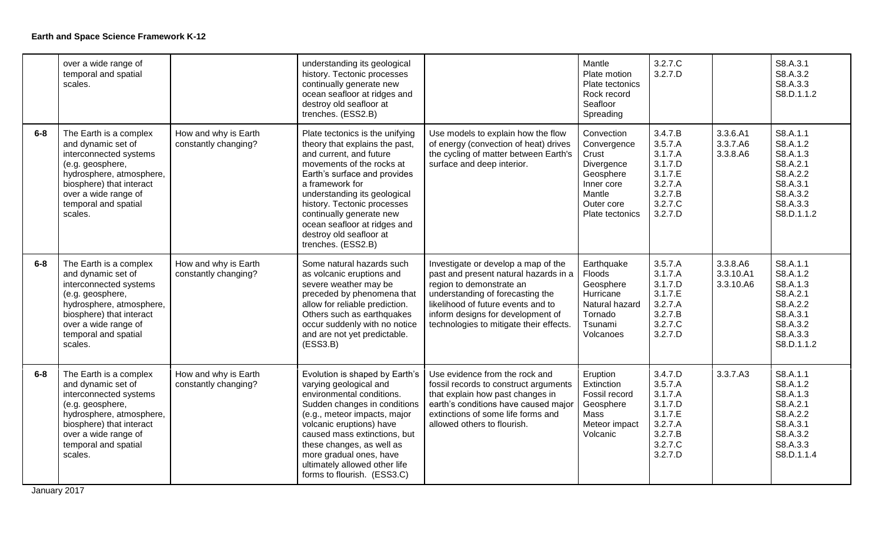**Earth and Space Science Framework K-12**

| | | | | | | | | |
|---|---|---|---|---|---|---|---|---|
| | over a wide range of temporal and spatial scales. | | understanding its geological history. Tectonic processes continually generate new ocean seafloor at ridges and destroy old seafloor at trenches. (ESS2.B) | | Mantle<br>Plate motion<br>Plate tectonics<br>Rock record<br>Seafloor Spreading | 3.2.7.C<br>3.2.7.D | | S8.A.3.1<br>S8.A.3.2<br>S8.A.3.3<br>S8.D.1.1.2 |
| 6-8 | The Earth is a complex and dynamic set of interconnected systems (e.g. geosphere, hydrosphere, atmosphere, biosphere) that interact over a wide range of temporal and spatial scales. | How and why is Earth constantly changing? | Plate tectonics is the unifying theory that explains the past, and current, and future movements of the rocks at Earth's surface and provides a framework for understanding its geological history. Tectonic processes continually generate new ocean seafloor at ridges and destroy old seafloor at trenches. (ESS2.B) | Use models to explain how the flow of energy (convection of heat) drives the cycling of matter between Earth's surface and deep interior. | Convection<br>Convergence<br>Crust<br>Divergence<br>Geosphere<br>Inner core<br>Mantle<br>Outer core<br>Plate tectonics | 3.4.7.B<br>3.5.7.A<br>3.1.7.A<br>3.1.7.D<br>3.1.7.E<br>3.2.7.A<br>3.2.7.B<br>3.2.7.C<br>3.2.7.D | 3.3.6.A1<br>3.3.7.A6<br>3.3.8.A6 | S8.A.1.1<br>S8.A.1.2<br>S8.A.1.3<br>S8.A.2.1<br>S8.A.2.2<br>S8.A.3.1<br>S8.A.3.2<br>S8.A.3.3<br>S8.D.1.1.2 |
| 6-8 | The Earth is a complex and dynamic set of interconnected systems (e.g. geosphere, hydrosphere, atmosphere, biosphere) that interact over a wide range of temporal and spatial scales. | How and why is Earth constantly changing? | Some natural hazards such as volcanic eruptions and severe weather may be preceded by phenomena that allow for reliable prediction. Others such as earthquakes occur suddenly with no notice and are not yet predictable. (ESS3.B) | Investigate or develop a map of the past and present natural hazards in a region to demonstrate an understanding of forecasting the likelihood of future events and to inform designs for development of technologies to mitigate their effects. | Earthquake<br>Floods<br>Geosphere<br>Hurricane<br>Natural hazard<br>Tornado<br>Tsunami<br>Volcanoes | 3.5.7.A<br>3.1.7.A<br>3.1.7.D<br>3.1.7.E<br>3.2.7.A<br>3.2.7.B<br>3.2.7.C<br>3.2.7.D | 3.3.8.A6<br>3.3.10.A1<br>3.3.10.A6 | S8.A.1.1<br>S8.A.1.2<br>S8.A.1.3<br>S8.A.2.1<br>S8.A.2.2<br>S8.A.3.1<br>S8.A.3.2<br>S8.A.3.3<br>S8.D.1.1.2 |
| 6-8 | The Earth is a complex and dynamic set of interconnected systems (e.g. geosphere, hydrosphere, atmosphere, biosphere) that interact over a wide range of temporal and spatial scales. | How and why is Earth constantly changing? | Evolution is shaped by Earth's varying geological and environmental conditions. Sudden changes in conditions (e.g., meteor impacts, major volcanic eruptions) have caused mass extinctions, but these changes, as well as more gradual ones, have ultimately allowed other life forms to flourish. (ESS3.C) | Use evidence from the rock and fossil records to construct arguments that explain how past changes in earth's conditions have caused major extinctions of some life forms and allowed others to flourish. | Eruption<br>Extinction<br>Fossil record<br>Geosphere<br>Mass<br>Meteor impact<br>Volcanic | 3.4.7.D<br>3.5.7.A<br>3.1.7.A<br>3.1.7.D<br>3.1.7.E<br>3.2.7.A<br>3.2.7.B<br>3.2.7.C<br>3.2.7.D | 3.3.7.A3 | S8.A.1.1<br>S8.A.1.2<br>S8.A.1.3<br>S8.A.2.1<br>S8.A.2.2<br>S8.A.3.1<br>S8.A.3.2<br>S8.A.3.3<br>S8.D.1.1.4 |

January 2017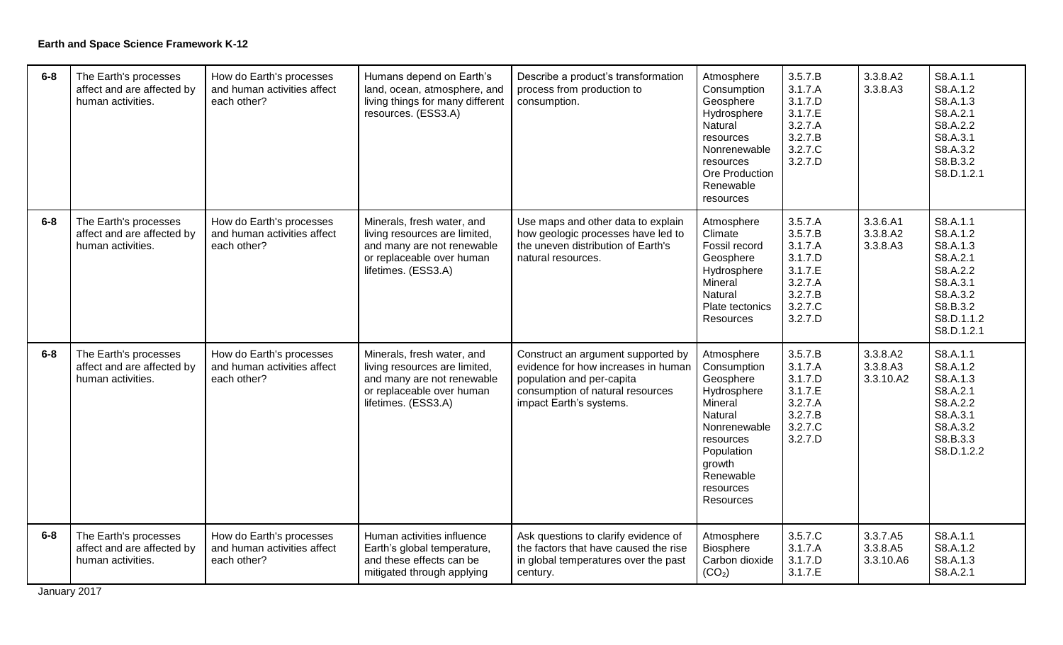**Earth and Space Science Framework K-12**

| | | | | | | | | |
|---|---|---|---|---|---|---|---|---|
| **6-8** | The Earth's processes affect and are affected by human activities. | How do Earth's processes and human activities affect each other? | Humans depend on Earth's land, ocean, atmosphere, and living things for many different resources. (ESS3.A) | Describe a product's transformation process from production to consumption. | Atmosphere<br>Consumption<br>Geosphere<br>Hydrosphere<br>Natural resources<br>Nonrenewable resources<br>Ore Production<br>Renewable resources | 3.5.7.B<br>3.1.7.A<br>3.1.7.D<br>3.1.7.E<br>3.2.7.A<br>3.2.7.B<br>3.2.7.C<br>3.2.7.D | 3.3.8.A2<br>3.3.8.A3 | S8.A.1.1<br>S8.A.1.2<br>S8.A.1.3<br>S8.A.2.1<br>S8.A.2.2<br>S8.A.3.1<br>S8.A.3.2<br>S8.B.3.2<br>S8.D.1.2.1 |
| **6-8** | The Earth's processes affect and are affected by human activities. | How do Earth's processes and human activities affect each other? | Minerals, fresh water, and living resources are limited, and many are not renewable or replaceable over human lifetimes. (ESS3.A) | Use maps and other data to explain how geologic processes have led to the uneven distribution of Earth's natural resources. | Atmosphere<br>Climate<br>Fossil record<br>Geosphere<br>Hydrosphere<br>Mineral<br>Natural<br>Plate tectonics<br>Resources | 3.5.7.A<br>3.5.7.B<br>3.1.7.A<br>3.1.7.D<br>3.1.7.E<br>3.2.7.A<br>3.2.7.B<br>3.2.7.C<br>3.2.7.D | 3.3.6.A1<br>3.3.8.A2<br>3.3.8.A3 | S8.A.1.1<br>S8.A.1.2<br>S8.A.1.3<br>S8.A.2.1<br>S8.A.2.2<br>S8.A.3.1<br>S8.A.3.2<br>S8.B.3.2<br>S8.D.1.1.2<br>S8.D.1.2.1 |
| **6-8** | The Earth's processes affect and are affected by human activities. | How do Earth's processes and human activities affect each other? | Minerals, fresh water, and living resources are limited, and many are not renewable or replaceable over human lifetimes. (ESS3.A) | Construct an argument supported by evidence for how increases in human population and per-capita consumption of natural resources impact Earth's systems. | Atmosphere<br>Consumption<br>Geosphere<br>Hydrosphere<br>Mineral<br>Natural<br>Nonrenewable resources<br>Population growth<br>Renewable resources<br>Resources | 3.5.7.B<br>3.1.7.A<br>3.1.7.D<br>3.1.7.E<br>3.2.7.A<br>3.2.7.B<br>3.2.7.C<br>3.2.7.D | 3.3.8.A2<br>3.3.8.A3<br>3.3.10.A2 | S8.A.1.1<br>S8.A.1.2<br>S8.A.1.3<br>S8.A.2.1<br>S8.A.2.2<br>S8.A.3.1<br>S8.A.3.2<br>S8.B.3.3<br>S8.D.1.2.2 |
| **6-8** | The Earth's processes affect and are affected by human activities. | How do Earth's processes and human activities affect each other? | Human activities influence Earth's global temperature, and these effects can be mitigated through applying | Ask questions to clarify evidence of the factors that have caused the rise in global temperatures over the past century. | Atmosphere<br>Biosphere<br>Carbon dioxide ($CO_2$) | 3.5.7.C<br>3.1.7.A<br>3.1.7.D<br>3.1.7.E | 3.3.7.A5<br>3.3.8.A5<br>3.3.10.A6 | S8.A.1.1<br>S8.A.1.2<br>S8.A.1.3<br>S8.A.2.1 |

January 2017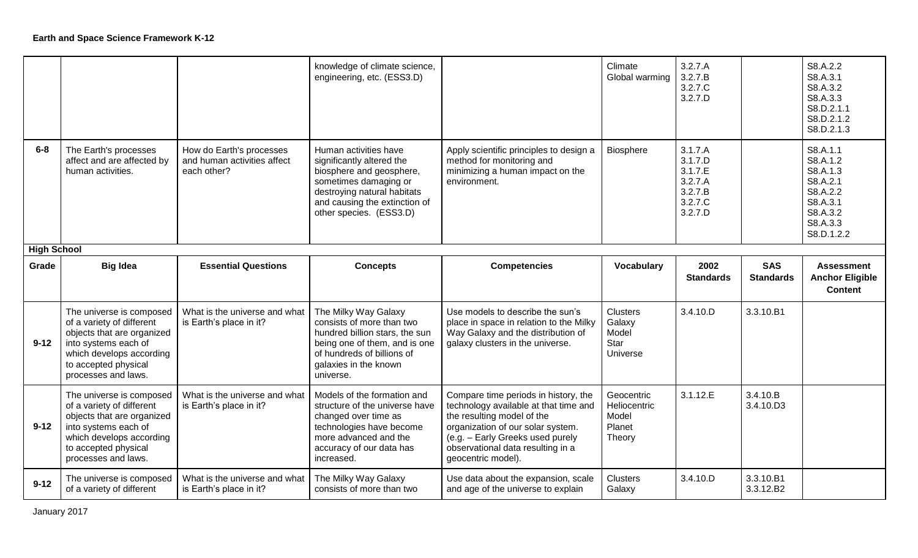**Earth and Space Science Framework K-12**

| Grade | Big Idea | Essential Questions | Concepts | Competencies | Vocabulary | 2002 Standards | SAS Standards | Assessment Anchor Eligible Content |
|---|---|---|---|---|---|---|---|---|
| | | | knowledge of climate science, engineering, etc. (ESS3.D) | | Climate<br>Global warming | 3.2.7.A<br>3.2.7.B<br>3.2.7.C<br>3.2.7.D | | S8.A.2.2<br>S8.A.3.1<br>S8.A.3.2<br>S8.A.3.3<br>S8.D.2.1.1<br>S8.D.2.1.2<br>S8.D.2.1.3 |
| 6-8 | The Earth's processes affect and are affected by human activities. | How do Earth's processes and human activities affect each other? | Human activities have significantly altered the biosphere and geosphere, sometimes damaging or destroying natural habitats and causing the extinction of other species. (ESS3.D) | Apply scientific principles to design a method for monitoring and minimizing a human impact on the environment. | Biosphere | 3.1.7.A<br>3.1.7.D<br>3.1.7.E<br>3.2.7.A<br>3.2.7.B<br>3.2.7.C<br>3.2.7.D | | S8.A.1.1<br>S8.A.1.2<br>S8.A.1.3<br>S8.A.2.1<br>S8.A.2.2<br>S8.A.3.1<br>S8.A.3.2<br>S8.A.3.3<br>S8.D.1.2.2 |

**High School**

| Grade | Big Idea | Essential Questions | Concepts | Competencies | Vocabulary | 2002 Standards | SAS Standards | Assessment Anchor Eligible Content |
|---|---|---|---|---|---|---|---|---|
| 9-12 | The universe is composed of a variety of different objects that are organized into systems each of which develops according to accepted physical processes and laws. | What is the universe and what is Earth's place in it? | The Milky Way Galaxy consists of more than two hundred billion stars, the sun being one of them, and is one of hundreds of billions of galaxies in the known universe. | Use models to describe the sun's place in space in relation to the Milky Way Galaxy and the distribution of galaxy clusters in the universe. | Clusters<br>Galaxy<br>Model<br>Star<br>Universe | 3.4.10.D | 3.3.10.B1 | |
| 9-12 | The universe is composed of a variety of different objects that are organized into systems each of which develops according to accepted physical processes and laws. | What is the universe and what is Earth's place in it? | Models of the formation and structure of the universe have changed over time as technologies have become more advanced and the accuracy of our data has increased. | Compare time periods in history, the technology available at that time and the resulting model of the organization of our solar system. (e.g. – Early Greeks used purely observational data resulting in a geocentric model). | Geocentric<br>Heliocentric<br>Model<br>Planet<br>Theory | 3.1.12.E | 3.4.10.B<br>3.4.10.D3 | |
| 9-12 | The universe is composed of a variety of different | What is the universe and what is Earth's place in it? | The Milky Way Galaxy consists of more than two | Use data about the expansion, scale and age of the universe to explain | Clusters<br>Galaxy | 3.4.10.D | 3.3.10.B1<br>3.3.12.B2 | |

January 2017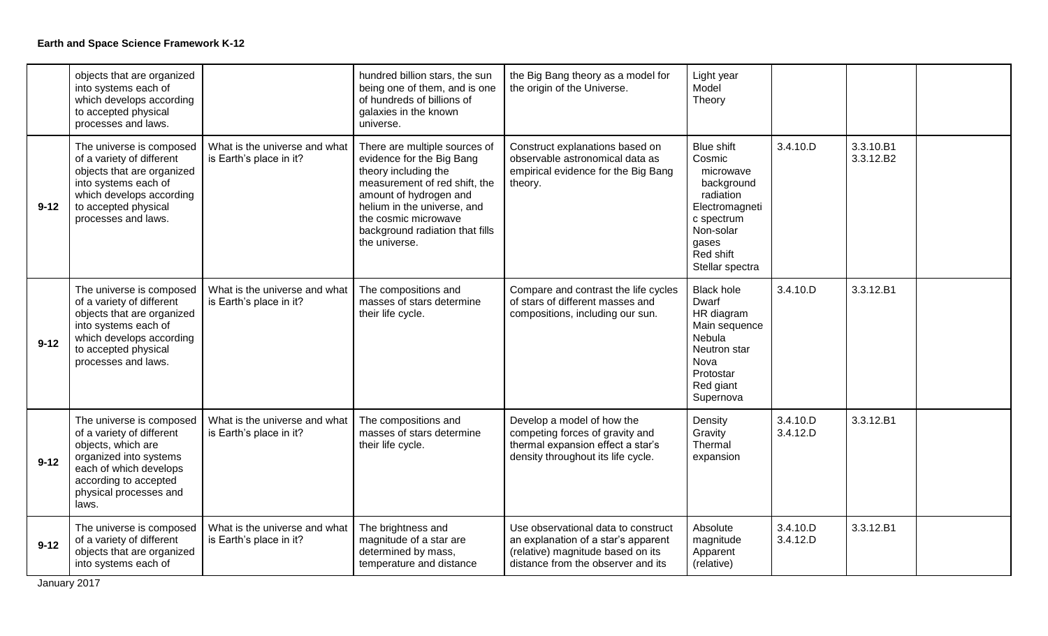**Earth and Space Science Framework K-12**

| | | | | | | | | |
|---|---|---|---|---|---|---|---|---|
| | objects that are organized into systems each of which develops according to accepted physical processes and laws. | | hundred billion stars, the sun being one of them, and is one of hundreds of billions of galaxies in the known universe. | the Big Bang theory as a model for the origin of the Universe. | Light year<br>Model<br>Theory | | | |
| **9-12** | The universe is composed of a variety of different objects that are organized into systems each of which develops according to accepted physical processes and laws. | What is the universe and what is Earth's place in it? | There are multiple sources of evidence for the Big Bang theory including the measurement of red shift, the amount of hydrogen and helium in the universe, and the cosmic microwave background radiation that fills the universe. | Construct explanations based on observable astronomical data as empirical evidence for the Big Bang theory. | Blue shift<br>Cosmic microwave background radiation<br>Electromagnetic spectrum<br>Non-solar gases<br>Red shift<br>Stellar spectra | 3.4.10.D | 3.3.10.B1<br>3.3.12.B2 | |
| **9-12** | The universe is composed of a variety of different objects that are organized into systems each of which develops according to accepted physical processes and laws. | What is the universe and what is Earth's place in it? | The compositions and masses of stars determine their life cycle. | Compare and contrast the life cycles of stars of different masses and compositions, including our sun. | Black hole<br>Dwarf<br>HR diagram<br>Main sequence<br>Nebula<br>Neutron star<br>Nova<br>Protostar<br>Red giant<br>Supernova | 3.4.10.D | 3.3.12.B1 | |
| **9-12** | The universe is composed of a variety of different objects, which are organized into systems each of which develops according to accepted physical processes and laws. | What is the universe and what is Earth's place in it? | The compositions and masses of stars determine their life cycle. | Develop a model of how the competing forces of gravity and thermal expansion effect a star's density throughout its life cycle. | Density<br>Gravity<br>Thermal expansion | 3.4.10.D<br>3.4.12.D | 3.3.12.B1 | |
| **9-12** | The universe is composed of a variety of different objects that are organized into systems each of | What is the universe and what is Earth's place in it? | The brightness and magnitude of a star are determined by mass, temperature and distance | Use observational data to construct an explanation of a star's apparent (relative) magnitude based on its distance from the observer and its | Absolute magnitude<br>Apparent (relative) | 3.4.10.D<br>3.4.12.D | 3.3.12.B1 | |

January 2017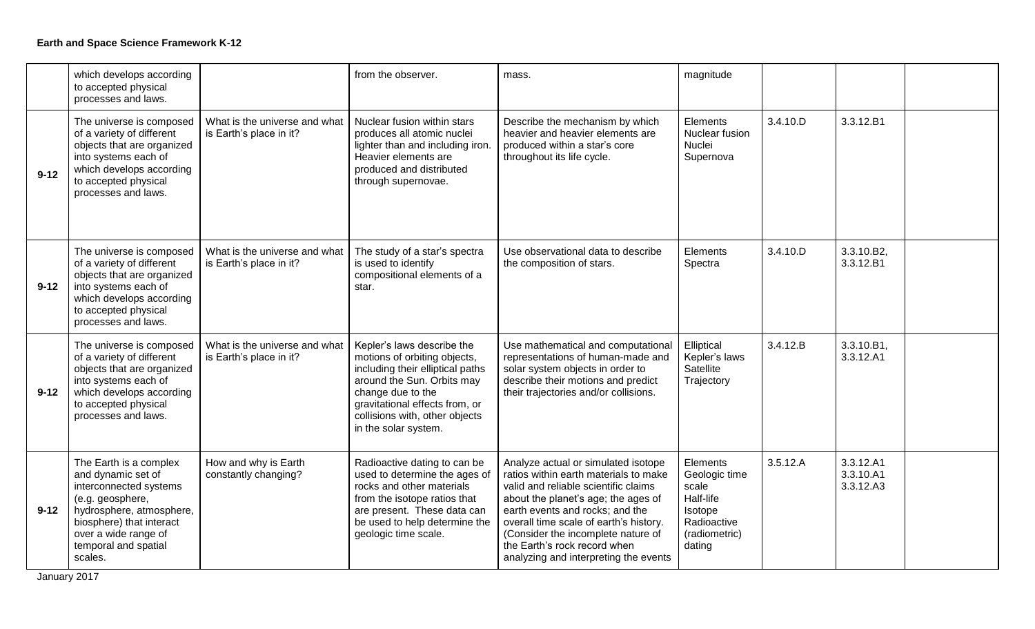| | | | | | | | | |
|---|---|---|---|---|---|---|---|---|
| | which develops according to accepted physical processes and laws. | | from the observer. | mass. | magnitude | | | |
| 9-12 | The universe is composed of a variety of different objects that are organized into systems each of which develops according to accepted physical processes and laws. | What is the universe and what is Earth's place in it? | Nuclear fusion within stars produces all atomic nuclei lighter than and including iron. Heavier elements are produced and distributed through supernovae. | Describe the mechanism by which heavier and heavier elements are produced within a star's core throughout its life cycle. | Elements<br>Nuclear fusion<br>Nuclei<br>Supernova | 3.4.10.D | 3.3.12.B1 | |
| 9-12 | The universe is composed of a variety of different objects that are organized into systems each of which develops according to accepted physical processes and laws. | What is the universe and what is Earth's place in it? | The study of a star's spectra is used to identify compositional elements of a star. | Use observational data to describe the composition of stars. | Elements<br>Spectra | 3.4.10.D | 3.3.10.B2, 3.3.12.B1 | |
| 9-12 | The universe is composed of a variety of different objects that are organized into systems each of which develops according to accepted physical processes and laws. | What is the universe and what is Earth's place in it? | Kepler's laws describe the motions of orbiting objects, including their elliptical paths around the Sun. Orbits may change due to the gravitational effects from, or collisions with, other objects in the solar system. | Use mathematical and computational representations of human-made and solar system objects in order to describe their motions and predict their trajectories and/or collisions. | Elliptical<br>Kepler's laws<br>Satellite<br>Trajectory | 3.4.12.B | 3.3.10.B1, 3.3.12.A1 | |
| 9-12 | The Earth is a complex and dynamic set of interconnected systems (e.g. geosphere, hydrosphere, atmosphere, biosphere) that interact over a wide range of temporal and spatial scales. | How and why is Earth constantly changing? | Radioactive dating to can be used to determine the ages of rocks and other materials from the isotope ratios that are present. These data can be used to help determine the geologic time scale. | Analyze actual or simulated isotope ratios within earth materials to make valid and reliable scientific claims about the planet's age; the ages of earth events and rocks; and the overall time scale of earth's history. (Consider the incomplete nature of the Earth's rock record when analyzing and interpreting the events | Elements<br>Geologic time scale<br>Half-life<br>Isotope<br>Radioactive (radiometric) dating | 3.5.12.A | 3.3.12.A1<br>3.3.10.A1<br>3.3.12.A3 | |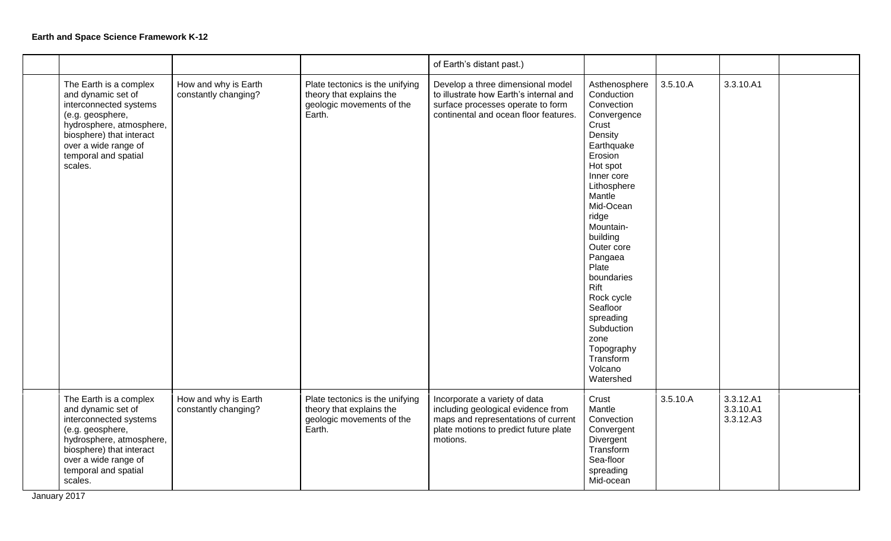**Earth and Space Science Framework K-12**

| | | | | | | | | |
|---|---|---|---|---|---|---|---|---|
| | | | | of Earth's distant past.) | | | | |
| | The Earth is a complex and dynamic set of interconnected systems (e.g. geosphere, hydrosphere, atmosphere, biosphere) that interact over a wide range of temporal and spatial scales. | How and why is Earth constantly changing? | Plate tectonics is the unifying theory that explains the geologic movements of the Earth. | Develop a three dimensional model to illustrate how Earth's internal and surface processes operate to form continental and ocean floor features. | Asthenosphere<br>Conduction<br>Convection<br>Convergence<br>Crust<br>Density<br>Earthquake<br>Erosion<br>Hot spot<br>Inner core<br>Lithosphere<br>Mantle<br>Mid-Ocean ridge<br>Mountain-building<br>Outer core<br>Pangaea<br>Plate boundaries<br>Rift<br>Rock cycle<br>Seafloor spreading<br>Subduction zone<br>Topography<br>Transform<br>Volcano<br>Watershed | 3.5.10.A | 3.3.10.A1 | |
| | The Earth is a complex and dynamic set of interconnected systems (e.g. geosphere, hydrosphere, atmosphere, biosphere) that interact over a wide range of temporal and spatial scales. | How and why is Earth constantly changing? | Plate tectonics is the unifying theory that explains the geologic movements of the Earth. | Incorporate a variety of data including geological evidence from maps and representations of current plate motions to predict future plate motions. | Crust<br>Mantle<br>Convection<br>Convergent<br>Divergent<br>Transform<br>Sea-floor spreading<br>Mid-ocean | 3.5.10.A | 3.3.12.A1<br>3.3.10.A1<br>3.3.12.A3 | |

January 2017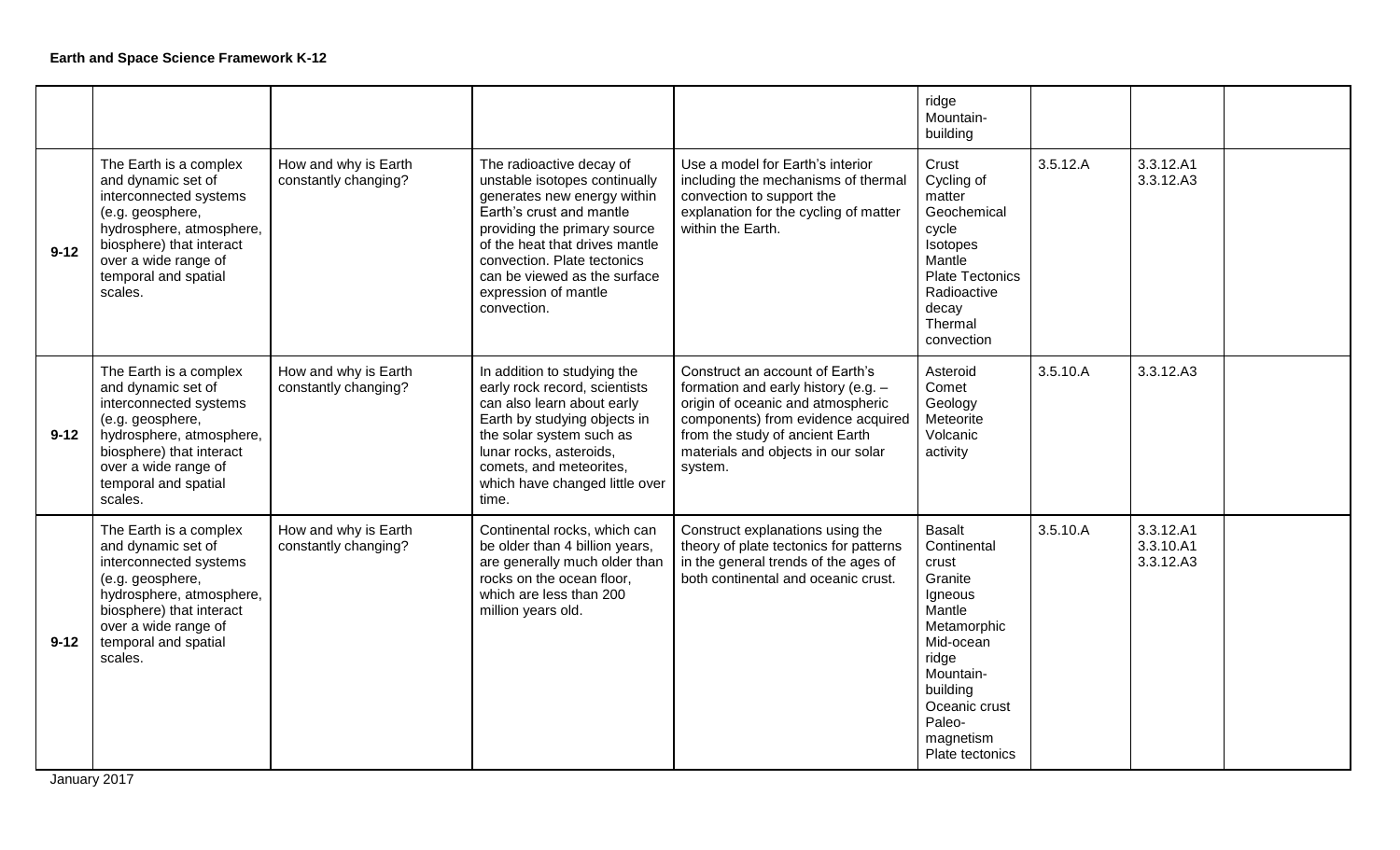**Earth and Space Science Framework K-12**

| | | | | | | | | |
|---|---|---|---|---|---|---|---|---|
| | | | | | ridge Mountain-building | | | |
| **9-12** | The Earth is a complex and dynamic set of interconnected systems (e.g. geosphere, hydrosphere, atmosphere, biosphere) that interact over a wide range of temporal and spatial scales. | How and why is Earth constantly changing? | The radioactive decay of unstable isotopes continually generates new energy within Earth's crust and mantle providing the primary source of the heat that drives mantle convection. Plate tectonics can be viewed as the surface expression of mantle convection. | Use a model for Earth's interior including the mechanisms of thermal convection to support the explanation for the cycling of matter within the Earth. | Crust Cycling of matter Geochemical cycle Isotopes Mantle Plate Tectonics Radioactive decay Thermal convection | 3.5.12.A | 3.3.12.A1 3.3.12.A3 | |
| **9-12** | The Earth is a complex and dynamic set of interconnected systems (e.g. geosphere, hydrosphere, atmosphere, biosphere) that interact over a wide range of temporal and spatial scales. | How and why is Earth constantly changing? | In addition to studying the early rock record, scientists can also learn about early Earth by studying objects in the solar system such as lunar rocks, asteroids, comets, and meteorites, which have changed little over time. | Construct an account of Earth's formation and early history (e.g. – origin of oceanic and atmospheric components) from evidence acquired from the study of ancient Earth materials and objects in our solar system. | Asteroid Comet Geology Meteorite Volcanic activity | 3.5.10.A | 3.3.12.A3 | |
| **9-12** | The Earth is a complex and dynamic set of interconnected systems (e.g. geosphere, hydrosphere, atmosphere, biosphere) that interact over a wide range of temporal and spatial scales. | How and why is Earth constantly changing? | Continental rocks, which can be older than 4 billion years, are generally much older than rocks on the ocean floor, which are less than 200 million years old. | Construct explanations using the theory of plate tectonics for patterns in the general trends of the ages of both continental and oceanic crust. | Basalt Continental crust Granite Igneous Mantle Metamorphic Mid-ocean ridge Mountain-building Oceanic crust Paleo-magnetism Plate tectonics | 3.5.10.A | 3.3.12.A1 3.3.10.A1 3.3.12.A3 | |

January 2017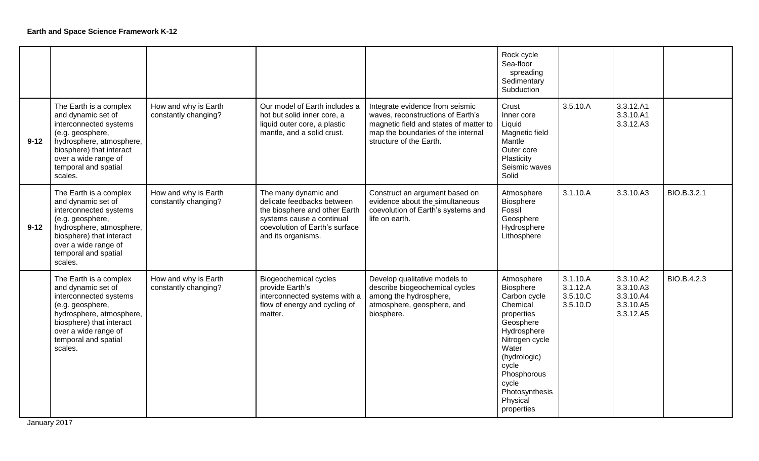**Earth and Space Science Framework K-12**

| | | | | | | | | |
|---|---|---|---|---|---|---|---|---|
| | | | | | Rock cycle<br>Sea-floor spreading<br>Sedimentary<br>Subduction | | | |
| 9-12 | The Earth is a complex and dynamic set of interconnected systems (e.g. geosphere, hydrosphere, atmosphere, biosphere) that interact over a wide range of temporal and spatial scales. | How and why is Earth constantly changing? | Our model of Earth includes a hot but solid inner core, a liquid outer core, a plastic mantle, and a solid crust. | Integrate evidence from seismic waves, reconstructions of Earth's magnetic field and states of matter to map the boundaries of the internal structure of the Earth. | Crust<br>Inner core<br>Liquid<br>Magnetic field<br>Mantle<br>Outer core<br>Plasticity<br>Seismic waves<br>Solid | 3.5.10.A | 3.3.12.A1<br>3.3.10.A1<br>3.3.12.A3 | |
| 9-12 | The Earth is a complex and dynamic set of interconnected systems (e.g. geosphere, hydrosphere, atmosphere, biosphere) that interact over a wide range of temporal and spatial scales. | How and why is Earth constantly changing? | The many dynamic and delicate feedbacks between the biosphere and other Earth systems cause a continual coevolution of Earth's surface and its organisms. | Construct an argument based on evidence about the simultaneous coevolution of Earth's systems and life on earth. | Atmosphere<br>Biosphere<br>Fossil<br>Geosphere<br>Hydrosphere<br>Lithosphere | 3.1.10.A | 3.3.10.A3 | BIO.B.3.2.1 |
| | The Earth is a complex and dynamic set of interconnected systems (e.g. geosphere, hydrosphere, atmosphere, biosphere) that interact over a wide range of temporal and spatial scales. | How and why is Earth constantly changing? | Biogeochemical cycles provide Earth's interconnected systems with a flow of energy and cycling of matter. | Develop qualitative models to describe biogeochemical cycles among the hydrosphere, atmosphere, geosphere, and biosphere. | Atmosphere<br>Biosphere<br>Carbon cycle<br>Chemical properties<br>Geosphere<br>Hydrosphere<br>Nitrogen cycle<br>Water (hydrologic) cycle<br>Phosphorous cycle<br>Photosynthesis<br>Physical properties | 3.1.10.A<br>3.1.12.A<br>3.5.10.C<br>3.5.10.D | 3.3.10.A2<br>3.3.10.A3<br>3.3.10.A4<br>3.3.10.A5<br>3.3.12.A5 | BIO.B.4.2.3 |

January 2017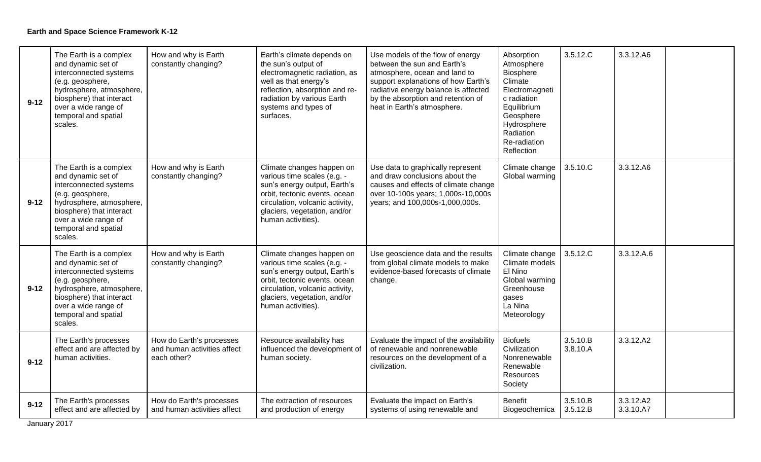**Earth and Space Science Framework K-12**

| | | | | | | | | |
|---|---|---|---|---|---|---|---|---|
| 9-12 | The Earth is a complex and dynamic set of interconnected systems (e.g. geosphere, hydrosphere, atmosphere, biosphere) that interact over a wide range of temporal and spatial scales. | How and why is Earth constantly changing? | Earth's climate depends on the sun's output of electromagnetic radiation, as well as that energy's reflection, absorption and re-radiation by various Earth systems and types of surfaces. | Use models of the flow of energy between the sun and Earth's atmosphere, ocean and land to support explanations of how Earth's radiative energy balance is affected by the absorption and retention of heat in Earth's atmosphere. | Absorption Atmosphere Biosphere Climate Electromagnetic radiation Equilibrium Geosphere Hydrosphere Radiation Re-radiation Reflection | 3.5.12.C | 3.3.12.A6 | |
| 9-12 | The Earth is a complex and dynamic set of interconnected systems (e.g. geosphere, hydrosphere, atmosphere, biosphere) that interact over a wide range of temporal and spatial scales. | How and why is Earth constantly changing? | Climate changes happen on various time scales (e.g. - sun's energy output, Earth's orbit, tectonic events, ocean circulation, volcanic activity, glaciers, vegetation, and/or human activities). | Use data to graphically represent and draw conclusions about the causes and effects of climate change over 10-100s years; 1,000s-10,000s years; and 100,000s-1,000,000s. | Climate change Global warming | 3.5.10.C | 3.3.12.A6 | |
| 9-12 | The Earth is a complex and dynamic set of interconnected systems (e.g. geosphere, hydrosphere, atmosphere, biosphere) that interact over a wide range of temporal and spatial scales. | How and why is Earth constantly changing? | Climate changes happen on various time scales (e.g. - sun's energy output, Earth's orbit, tectonic events, ocean circulation, volcanic activity, glaciers, vegetation, and/or human activities). | Use geoscience data and the results from global climate models to make evidence-based forecasts of climate change. | Climate change Climate models El Nino Global warming Greenhouse gases La Nina Meteorology | 3.5.12.C | 3.3.12.A.6 | |
| 9-12 | The Earth's processes effect and are affected by human activities. | How do Earth's processes and human activities affect each other? | Resource availability has influenced the development of human society. | Evaluate the impact of the availability of renewable and nonrenewable resources on the development of a civilization. | Biofuels Civilization Nonrenewable Renewable Resources Society | 3.5.10.B 3.8.10.A | 3.3.12.A2 | |
| 9-12 | The Earth's processes effect and are affected by | How do Earth's processes and human activities affect | The extraction of resources and production of energy | Evaluate the impact on Earth's systems of using renewable and | Benefit Biogeochemica | 3.5.10.B 3.5.12.B | 3.3.12.A2 3.3.10.A7 | |

January 2017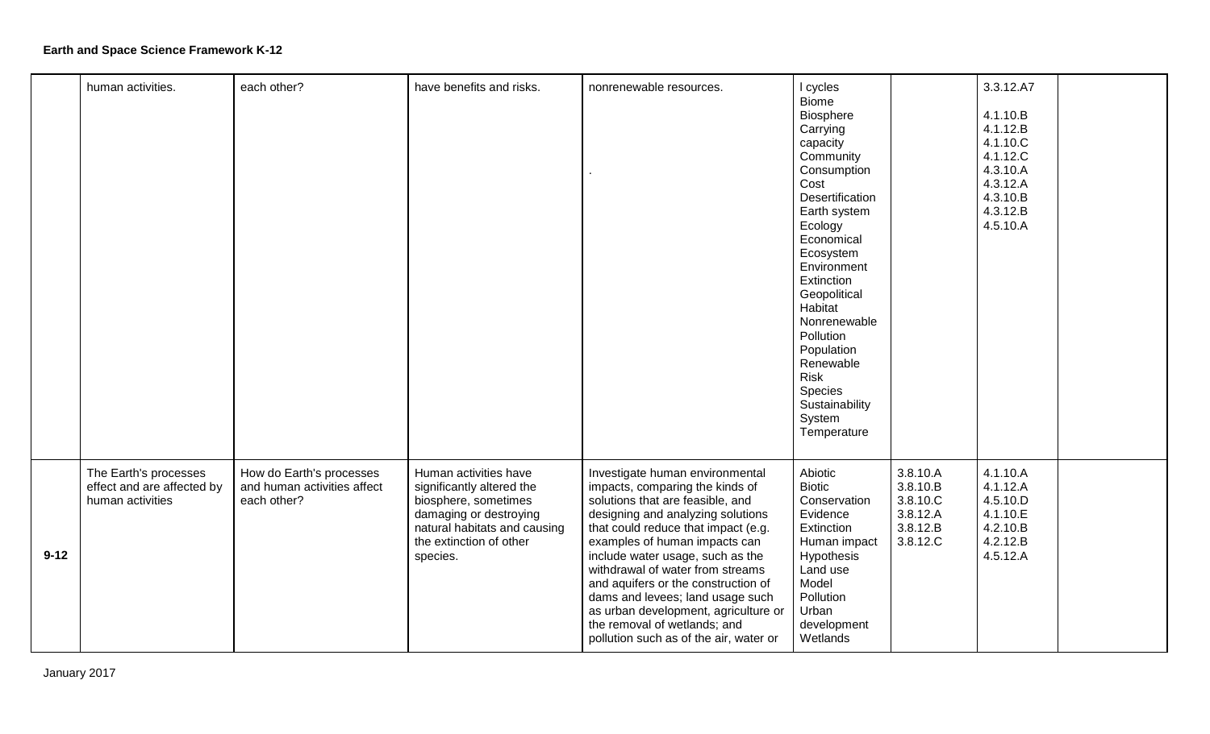**Earth and Space Science Framework K-12**

| | | | | | | | | |
|---|---|---|---|---|---|---|---|---|
| | human activities. | each other? | have benefits and risks. | nonrenewable resources.<br><br>. | l cycles<br>Biome<br>Biosphere<br>Carrying capacity<br>Community<br>Consumption<br>Cost<br>Desertification<br>Earth system<br>Ecology<br>Economical<br>Ecosystem<br>Environment<br>Extinction<br>Geopolitical<br>Habitat<br>Nonrenewable<br>Pollution<br>Population<br>Renewable<br>Risk<br>Species<br>Sustainability<br>System<br>Temperature | | 3.3.12.A7<br><br>4.1.10.B<br>4.1.12.B<br>4.1.10.C<br>4.1.12.C<br>4.3.10.A<br>4.3.12.A<br>4.3.10.B<br>4.3.12.B<br>4.5.10.A | |
| **9-12** | The Earth's processes effect and are affected by human activities | How do Earth's processes and human activities affect each other? | Human activities have significantly altered the biosphere, sometimes damaging or destroying natural habitats and causing the extinction of other species. | Investigate human environmental impacts, comparing the kinds of solutions that are feasible, and designing and analyzing solutions that could reduce that impact (e.g. examples of human impacts can include water usage, such as the withdrawal of water from streams and aquifers or the construction of dams and levees; land usage such as urban development, agriculture or the removal of wetlands; and pollution such as of the air, water or | Abiotic<br>Biotic<br>Conservation<br>Evidence<br>Extinction<br>Human impact<br>Hypothesis<br>Land use<br>Model<br>Pollution<br>Urban development<br>Wetlands | 3.8.10.A<br>3.8.10.B<br>3.8.10.C<br>3.8.12.A<br>3.8.12.B<br>3.8.12.C | 4.1.10.A<br>4.1.12.A<br>4.5.10.D<br>4.1.10.E<br>4.2.10.B<br>4.2.12.B<br>4.5.12.A | |

January 2017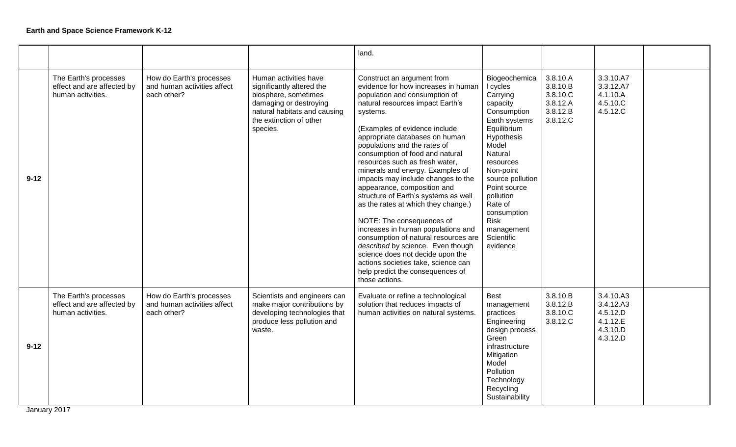**Earth and Space Science Framework K-12**

| | | | | | | | | |
|---|---|---|---|---|---|---|---|---|
| | | | | land. | | | | |
| **9-12** | The Earth's processes effect and are affected by human activities. | How do Earth's processes and human activities affect each other? | Human activities have significantly altered the biosphere, sometimes damaging or destroying natural habitats and causing the extinction of other species. | Construct an argument from evidence for how increases in human population and consumption of natural resources impact Earth's systems.<br><br>(Examples of evidence include appropriate databases on human populations and the rates of consumption of food and natural resources such as fresh water, minerals and energy. Examples of impacts may include changes to the appearance, composition and structure of Earth's systems as well as the rates at which they change.)<br><br>NOTE: The consequences of increases in human populations and consumption of natural resources are *described* by science. Even though science does not decide upon the actions societies take, science can help predict the consequences of those actions. | Biogeochemical cycles<br>Carrying capacity<br>Consumption<br>Earth systems<br>Equilibrium<br>Hypothesis<br>Model<br>Natural resources<br>Non-point source pollution<br>Point source pollution<br>Rate of consumption<br>Risk management<br>Scientific evidence | 3.8.10.A<br>3.8.10.B<br>3.8.10.C<br>3.8.12.A<br>3.8.12.B<br>3.8.12.C | 3.3.10.A7<br>3.3.12.A7<br>4.1.10.A<br>4.5.10.C<br>4.5.12.C | |
| **9-12** | The Earth's processes effect and are affected by human activities. | How do Earth's processes and human activities affect each other? | Scientists and engineers can make major contributions by developing technologies that produce less pollution and waste. | Evaluate or refine a technological solution that reduces impacts of human activities on natural systems. | Best management practices<br>Engineering design process<br>Green infrastructure<br>Mitigation<br>Model<br>Pollution<br>Technology<br>Recycling<br>Sustainability | 3.8.10.B<br>3.8.12.B<br>3.8.10.C<br>3.8.12.C | 3.4.10.A3<br>3.4.12.A3<br>4.5.12.D<br>4.1.12.E<br>4.3.10.D<br>4.3.12.D | |

January 2017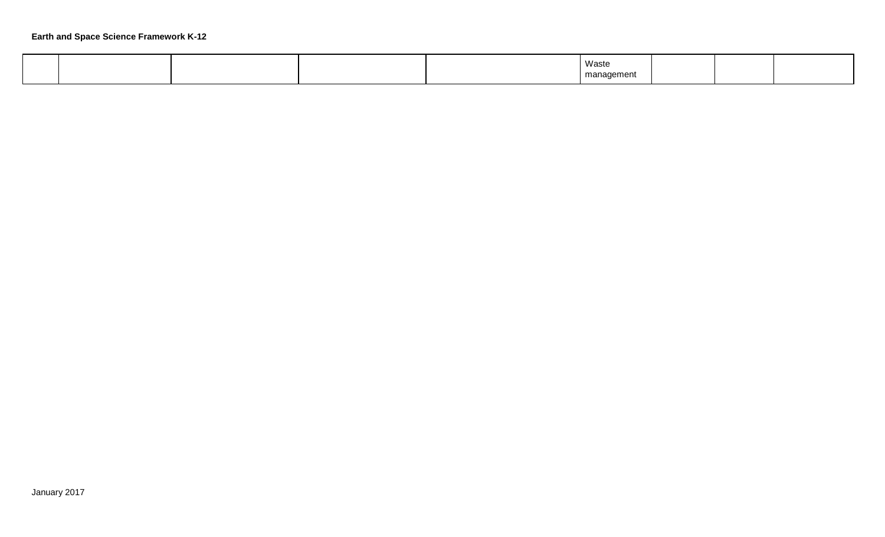| | | | | | | | | |
|---|---|---|---|---|---|---|---|---|
| | | | | | Waste management | | | |